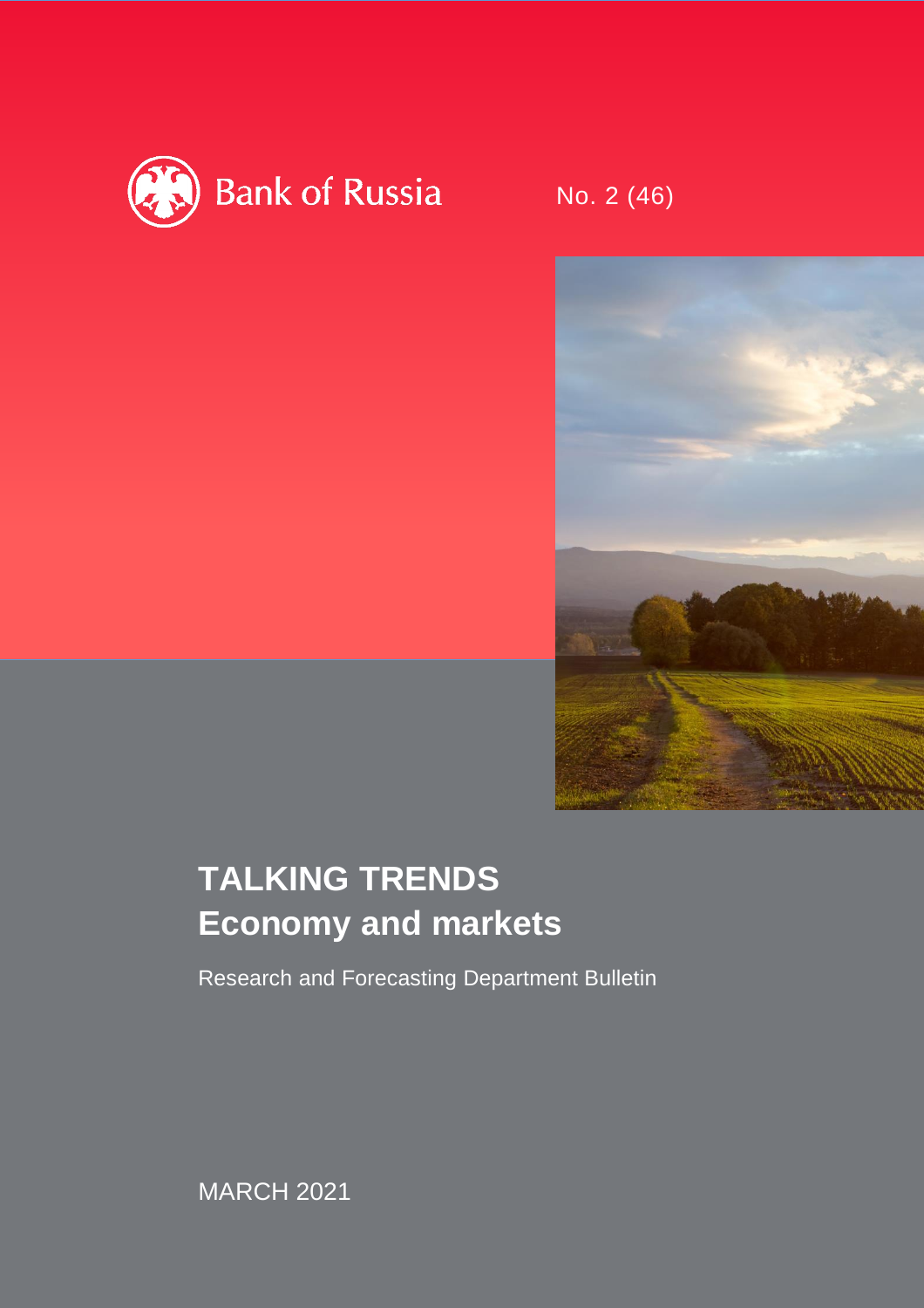Bank of Russia

No. 2 (46)

# TALKING TRENDS
# Economy and markets

Research and Forecasting Department Bulletin

MARCH 2021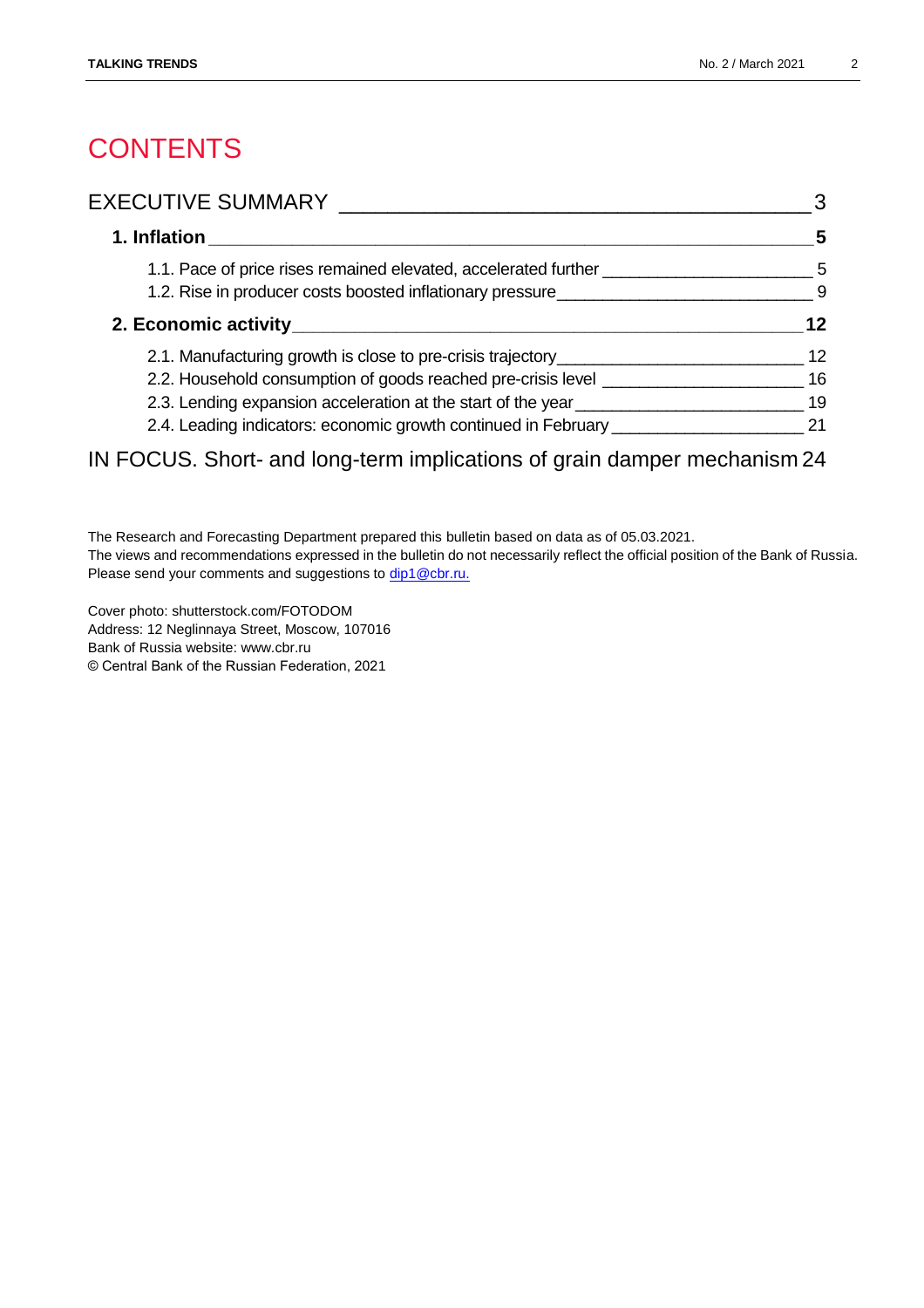# CONTENTS

EXECUTIVE SUMMARY ____________________________________ 3

**1. Inflation ____________________________________ 5**

1.1. Pace of price rises remained elevated, accelerated further ____________________ 5

1.2. Rise in producer costs boosted inflationary pressure ____________________ 9

**2. Economic activity ____________________________________ 12**

2.1. Manufacturing growth is close to pre-crisis trajectory ____________________ 12

2.2. Household consumption of goods reached pre-crisis level ____________________ 16

2.3. Lending expansion acceleration at the start of the year ____________________ 19

2.4. Leading indicators: economic growth continued in February ____________________ 21

IN FOCUS. Short- and long-term implications of grain damper mechanism 24

The Research and Forecasting Department prepared this bulletin based on data as of 05.03.2021.
The views and recommendations expressed in the bulletin do not necessarily reflect the official position of the Bank of Russia.
Please send your comments and suggestions to dip1@cbr.ru.

Cover photo: shutterstock.com/FOTODOM
Address: 12 Neglinnaya Street, Moscow, 107016
Bank of Russia website: www.cbr.ru
© Central Bank of the Russian Federation, 2021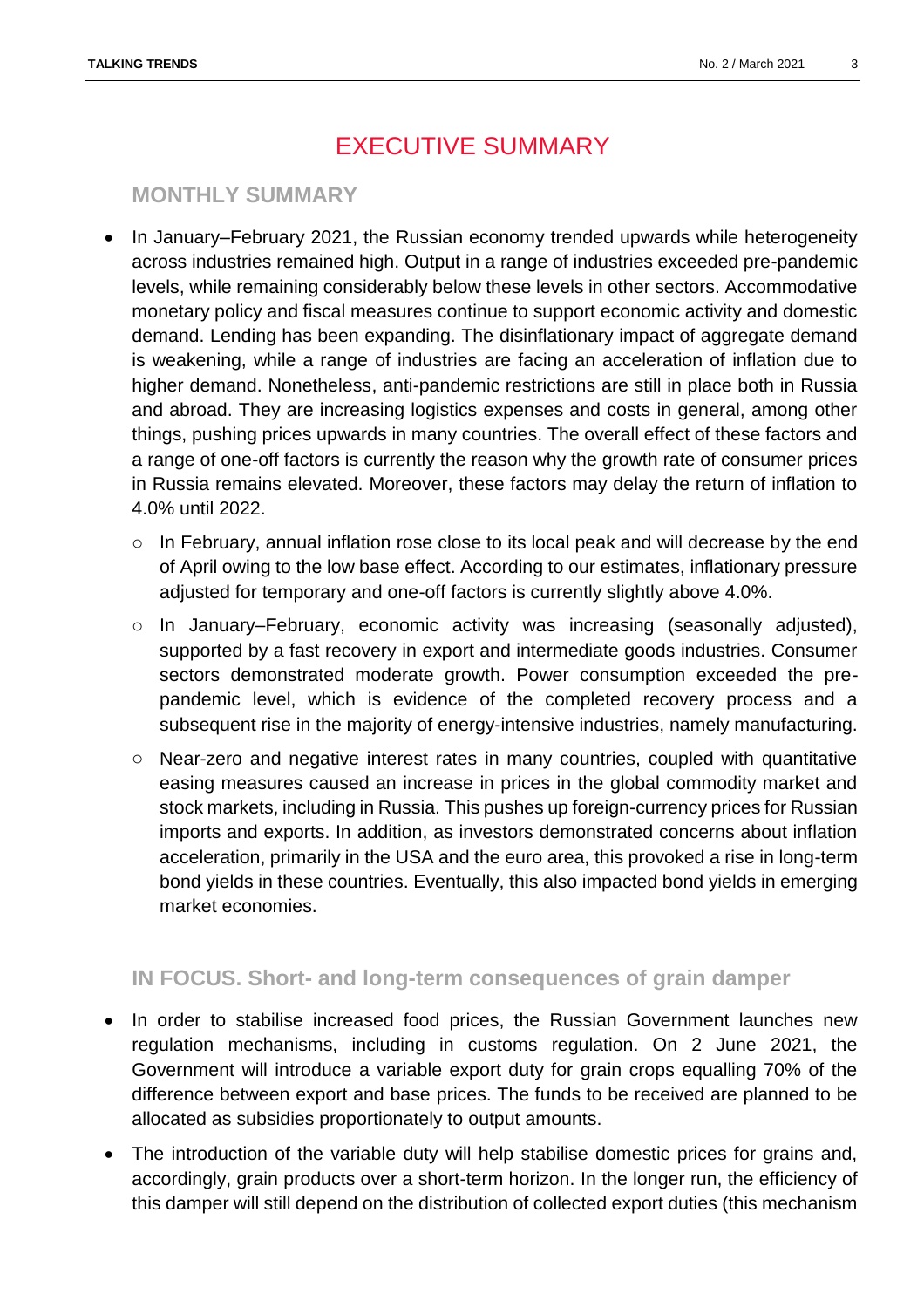# EXECUTIVE SUMMARY

## MONTHLY SUMMARY

- In January–February 2021, the Russian economy trended upwards while heterogeneity across industries remained high. Output in a range of industries exceeded pre-pandemic levels, while remaining considerably below these levels in other sectors. Accommodative monetary policy and fiscal measures continue to support economic activity and domestic demand. Lending has been expanding. The disinflationary impact of aggregate demand is weakening, while a range of industries are facing an acceleration of inflation due to higher demand. Nonetheless, anti-pandemic restrictions are still in place both in Russia and abroad. They are increasing logistics expenses and costs in general, among other things, pushing prices upwards in many countries. The overall effect of these factors and a range of one-off factors is currently the reason why the growth rate of consumer prices in Russia remains elevated. Moreover, these factors may delay the return of inflation to 4.0% until 2022.
  - In February, annual inflation rose close to its local peak and will decrease by the end of April owing to the low base effect. According to our estimates, inflationary pressure adjusted for temporary and one-off factors is currently slightly above 4.0%.
  - In January–February, economic activity was increasing (seasonally adjusted), supported by a fast recovery in export and intermediate goods industries. Consumer sectors demonstrated moderate growth. Power consumption exceeded the pre-pandemic level, which is evidence of the completed recovery process and a subsequent rise in the majority of energy-intensive industries, namely manufacturing.
  - Near-zero and negative interest rates in many countries, coupled with quantitative easing measures caused an increase in prices in the global commodity market and stock markets, including in Russia. This pushes up foreign-currency prices for Russian imports and exports. In addition, as investors demonstrated concerns about inflation acceleration, primarily in the USA and the euro area, this provoked a rise in long-term bond yields in these countries. Eventually, this also impacted bond yields in emerging market economies.

## IN FOCUS. Short- and long-term consequences of grain damper

- In order to stabilise increased food prices, the Russian Government launches new regulation mechanisms, including in customs regulation. On 2 June 2021, the Government will introduce a variable export duty for grain crops equalling 70% of the difference between export and base prices. The funds to be received are planned to be allocated as subsidies proportionately to output amounts.
- The introduction of the variable duty will help stabilise domestic prices for grains and, accordingly, grain products over a short-term horizon. In the longer run, the efficiency of this damper will still depend on the distribution of collected export duties (this mechanism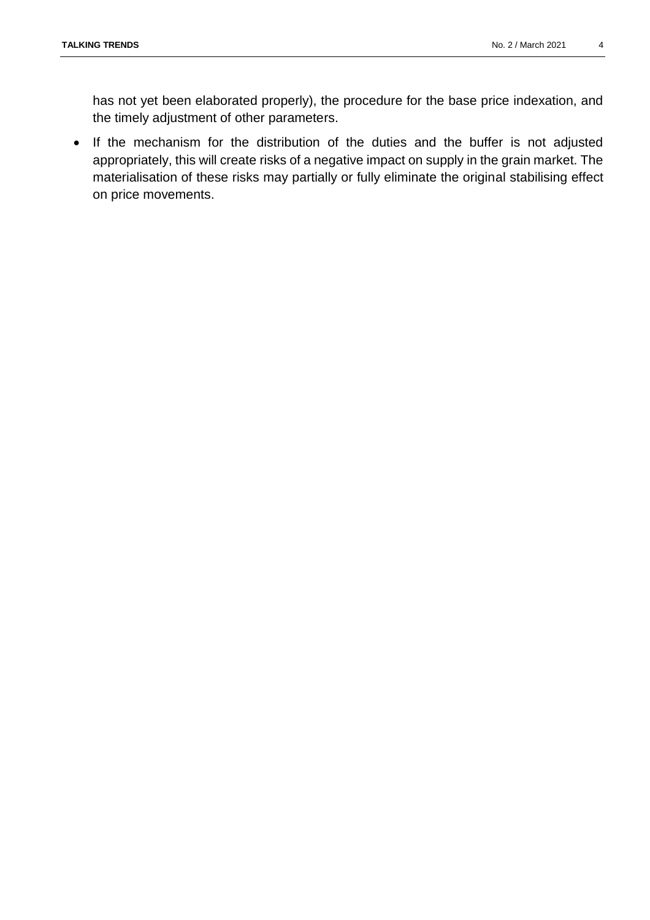has not yet been elaborated properly), the procedure for the base price indexation, and the timely adjustment of other parameters.

- If the mechanism for the distribution of the duties and the buffer is not adjusted appropriately, this will create risks of a negative impact on supply in the grain market. The materialisation of these risks may partially or fully eliminate the original stabilising effect on price movements.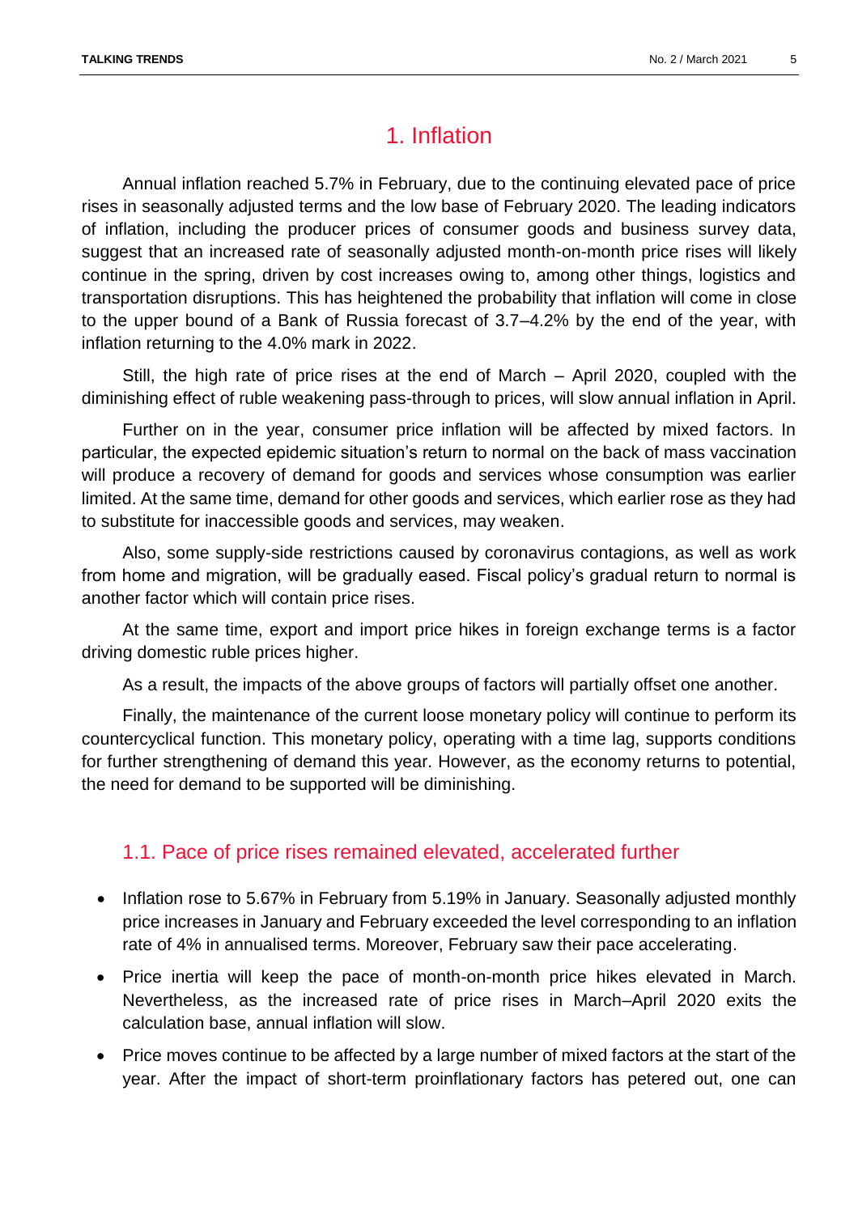# 1. Inflation

Annual inflation reached 5.7% in February, due to the continuing elevated pace of price rises in seasonally adjusted terms and the low base of February 2020. The leading indicators of inflation, including the producer prices of consumer goods and business survey data, suggest that an increased rate of seasonally adjusted month-on-month price rises will likely continue in the spring, driven by cost increases owing to, among other things, logistics and transportation disruptions. This has heightened the probability that inflation will come in close to the upper bound of a Bank of Russia forecast of 3.7–4.2% by the end of the year, with inflation returning to the 4.0% mark in 2022.

Still, the high rate of price rises at the end of March – April 2020, coupled with the diminishing effect of ruble weakening pass-through to prices, will slow annual inflation in April.

Further on in the year, consumer price inflation will be affected by mixed factors. In particular, the expected epidemic situation's return to normal on the back of mass vaccination will produce a recovery of demand for goods and services whose consumption was earlier limited. At the same time, demand for other goods and services, which earlier rose as they had to substitute for inaccessible goods and services, may weaken.

Also, some supply-side restrictions caused by coronavirus contagions, as well as work from home and migration, will be gradually eased. Fiscal policy's gradual return to normal is another factor which will contain price rises.

At the same time, export and import price hikes in foreign exchange terms is a factor driving domestic ruble prices higher.

As a result, the impacts of the above groups of factors will partially offset one another.

Finally, the maintenance of the current loose monetary policy will continue to perform its countercyclical function. This monetary policy, operating with a time lag, supports conditions for further strengthening of demand this year. However, as the economy returns to potential, the need for demand to be supported will be diminishing.

## 1.1. Pace of price rises remained elevated, accelerated further

- Inflation rose to 5.67% in February from 5.19% in January. Seasonally adjusted monthly price increases in January and February exceeded the level corresponding to an inflation rate of 4% in annualised terms. Moreover, February saw their pace accelerating.
- Price inertia will keep the pace of month-on-month price hikes elevated in March. Nevertheless, as the increased rate of price rises in March–April 2020 exits the calculation base, annual inflation will slow.
- Price moves continue to be affected by a large number of mixed factors at the start of the year. After the impact of short-term proinflationary factors has petered out, one can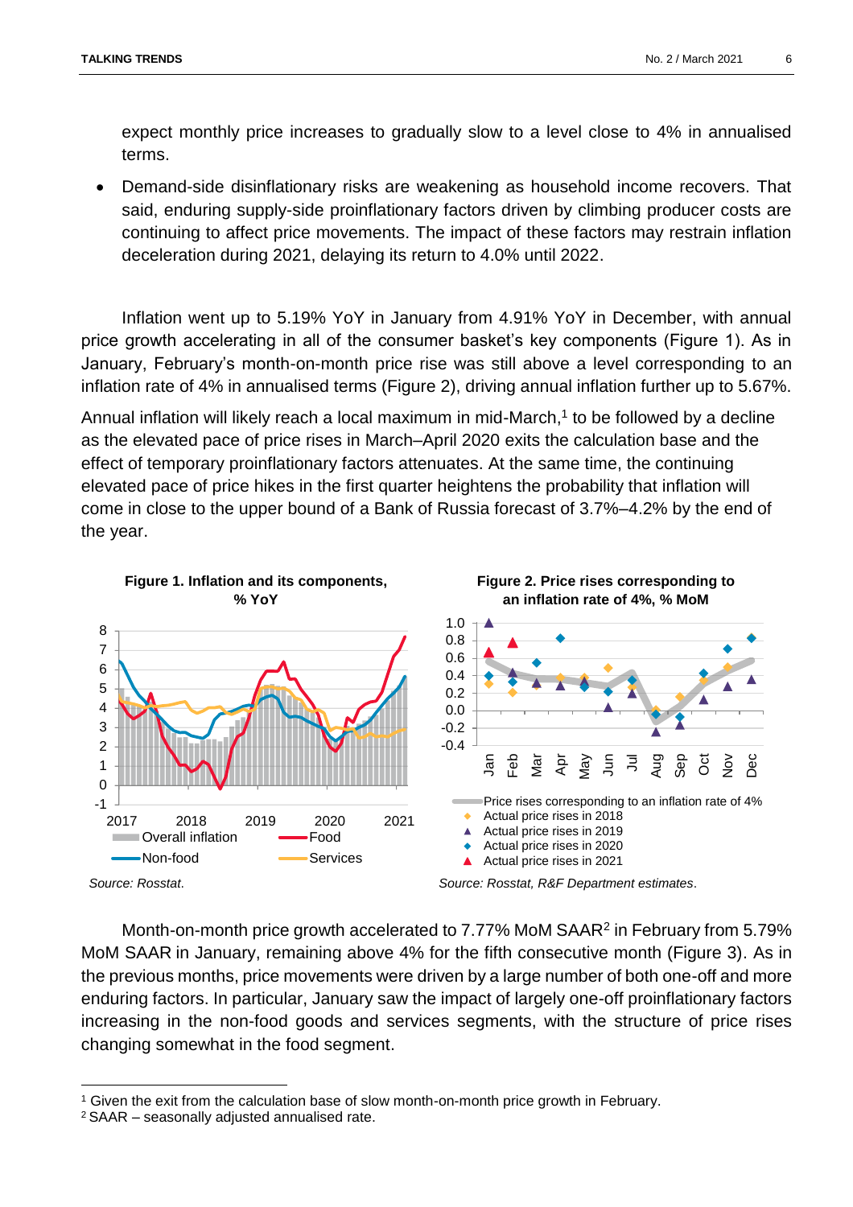expect monthly price increases to gradually slow to a level close to 4% in annualised terms.

- Demand-side disinflationary risks are weakening as household income recovers. That said, enduring supply-side proinflationary factors driven by climbing producer costs are continuing to affect price movements. The impact of these factors may restrain inflation deceleration during 2021, delaying its return to 4.0% until 2022.

Inflation went up to 5.19% YoY in January from 4.91% YoY in December, with annual price growth accelerating in all of the consumer basket's key components (Figure 1). As in January, February's month-on-month price rise was still above a level corresponding to an inflation rate of 4% in annualised terms (Figure 2), driving annual inflation further up to 5.67%.

Annual inflation will likely reach a local maximum in mid-March,[1] to be followed by a decline as the elevated pace of price rises in March–April 2020 exits the calculation base and the effect of temporary proinflationary factors attenuates. At the same time, the continuing elevated pace of price hikes in the first quarter heightens the probability that inflation will come in close to the upper bound of a Bank of Russia forecast of 3.7%–4.2% by the end of the year.

**Figure 1. Inflation and its components, % YoY**

*Source: Rosstat.*

**Figure 2. Price rises corresponding to an inflation rate of 4%, % MoM**

*Source: Rosstat, R&F Department estimates.*

Month-on-month price growth accelerated to 7.77% MoM SAAR[2] in February from 5.79% MoM SAAR in January, remaining above 4% for the fifth consecutive month (Figure 3). As in the previous months, price movements were driven by a large number of both one-off and more enduring factors. In particular, January saw the impact of largely one-off proinflationary factors increasing in the non-food goods and services segments, with the structure of price rises changing somewhat in the food segment.

[1] Given the exit from the calculation base of slow month-on-month price growth in February.

[2] SAAR – seasonally adjusted annualised rate.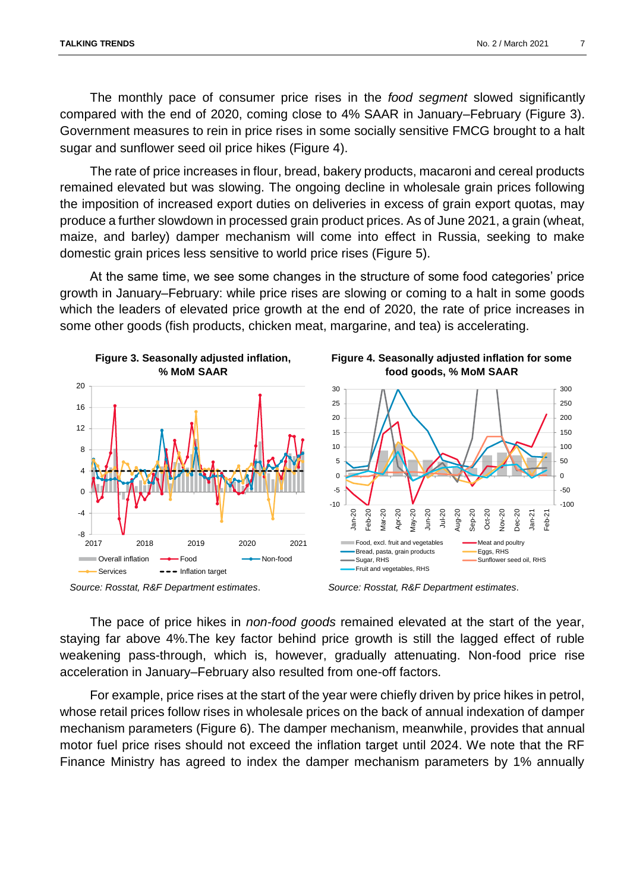The monthly pace of consumer price rises in the *food segment* slowed significantly compared with the end of 2020, coming close to 4% SAAR in January–February (Figure 3). Government measures to rein in price rises in some socially sensitive FMCG brought to a halt sugar and sunflower seed oil price hikes (Figure 4).

The rate of price increases in flour, bread, bakery products, macaroni and cereal products remained elevated but was slowing. The ongoing decline in wholesale grain prices following the imposition of increased export duties on deliveries in excess of grain export quotas, may produce a further slowdown in processed grain product prices. As of June 2021, a grain (wheat, maize, and barley) damper mechanism will come into effect in Russia, seeking to make domestic grain prices less sensitive to world price rises (Figure 5).

At the same time, we see some changes in the structure of some food categories' price growth in January–February: while price rises are slowing or coming to a halt in some goods which the leaders of elevated price growth at the end of 2020, the rate of price increases in some other goods (fish products, chicken meat, margarine, and tea) is accelerating.

**Figure 3. Seasonally adjusted inflation, % MoM SAAR**

*Source: Rosstat, R&F Department estimates.*

**Figure 4. Seasonally adjusted inflation for some food goods, % MoM SAAR**

*Source: Rosstat, R&F Department estimates.*

The pace of price hikes in *non-food goods* remained elevated at the start of the year, staying far above 4%.The key factor behind price growth is still the lagged effect of ruble weakening pass-through, which is, however, gradually attenuating. Non-food price rise acceleration in January–February also resulted from one-off factors.

For example, price rises at the start of the year were chiefly driven by price hikes in petrol, whose retail prices follow rises in wholesale prices on the back of annual indexation of damper mechanism parameters (Figure 6). The damper mechanism, meanwhile, provides that annual motor fuel price rises should not exceed the inflation target until 2024. We note that the RF Finance Ministry has agreed to index the damper mechanism parameters by 1% annually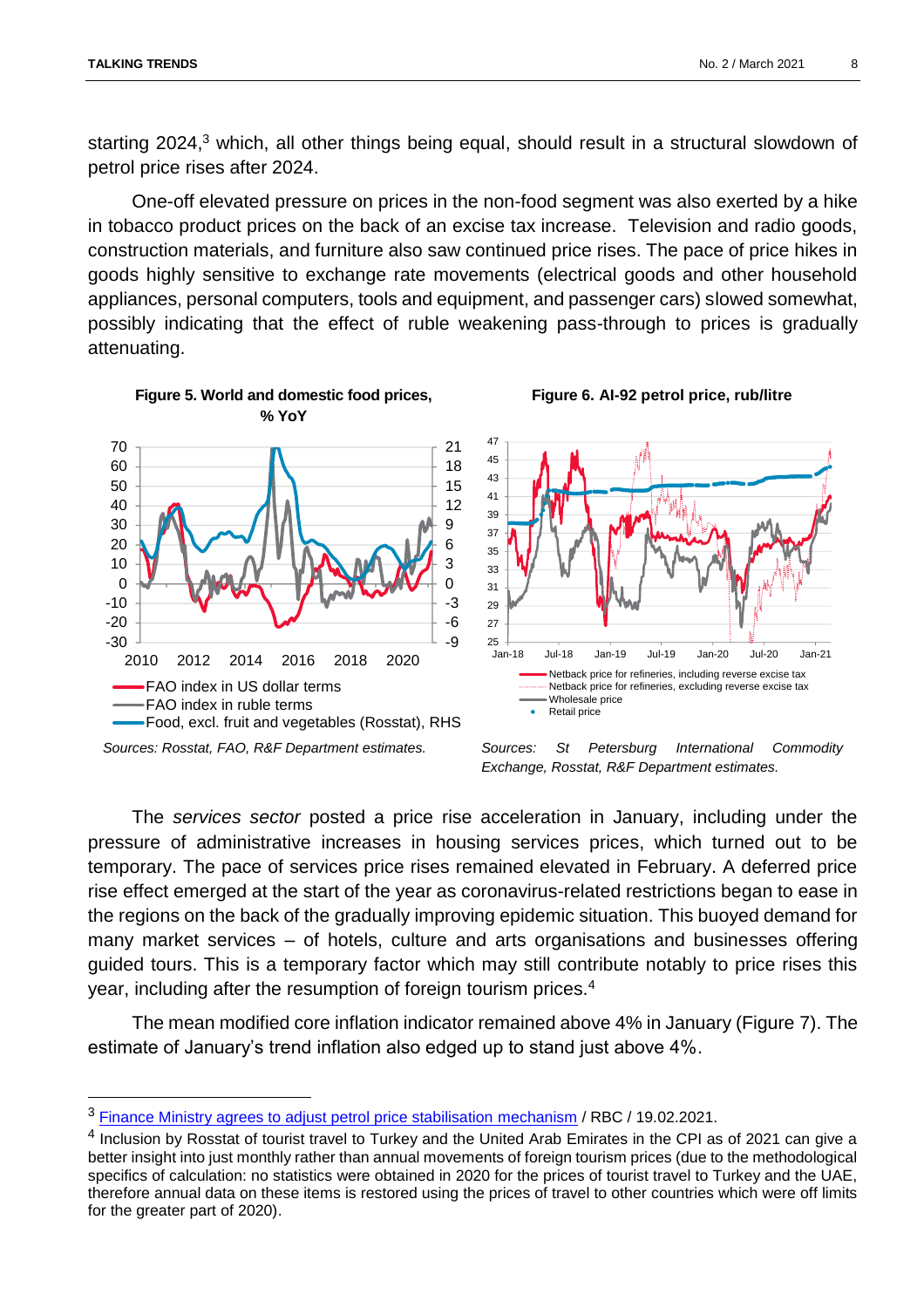starting 2024,[3] which, all other things being equal, should result in a structural slowdown of petrol price rises after 2024.

One-off elevated pressure on prices in the non-food segment was also exerted by a hike in tobacco product prices on the back of an excise tax increase. Television and radio goods, construction materials, and furniture also saw continued price rises. The pace of price hikes in goods highly sensitive to exchange rate movements (electrical goods and other household appliances, personal computers, tools and equipment, and passenger cars) slowed somewhat, possibly indicating that the effect of ruble weakening pass-through to prices is gradually attenuating.

**Figure 5. World and domestic food prices, % YoY**

FAO index in US dollar terms
FAO index in ruble terms
Food, excl. fruit and vegetables (Rosstat), RHS

*Sources: Rosstat, FAO, R&F Department estimates.*

**Figure 6. AI-92 petrol price, rub/litre**

Netback price for refineries, including reverse excise tax
Netback price for refineries, excluding reverse excise tax
Wholesale price
Retail price

*Sources: St Petersburg International Commodity Exchange, Rosstat, R&F Department estimates.*

The *services sector* posted a price rise acceleration in January, including under the pressure of administrative increases in housing services prices, which turned out to be temporary. The pace of services price rises remained elevated in February. A deferred price rise effect emerged at the start of the year as coronavirus-related restrictions began to ease in the regions on the back of the gradually improving epidemic situation. This buoyed demand for many market services – of hotels, culture and arts organisations and businesses offering guided tours. This is a temporary factor which may still contribute notably to price rises this year, including after the resumption of foreign tourism prices.[4]

The mean modified core inflation indicator remained above 4% in January (Figure 7). The estimate of January's trend inflation also edged up to stand just above 4%.

---

[3] Finance Ministry agrees to adjust petrol price stabilisation mechanism / RBC / 19.02.2021.

[4] Inclusion by Rosstat of tourist travel to Turkey and the United Arab Emirates in the CPI as of 2021 can give a better insight into just monthly rather than annual movements of foreign tourism prices (due to the methodological specifics of calculation: no statistics were obtained in 2020 for the prices of tourist travel to Turkey and the UAE, therefore annual data on these items is restored using the prices of travel to other countries which were off limits for the greater part of 2020).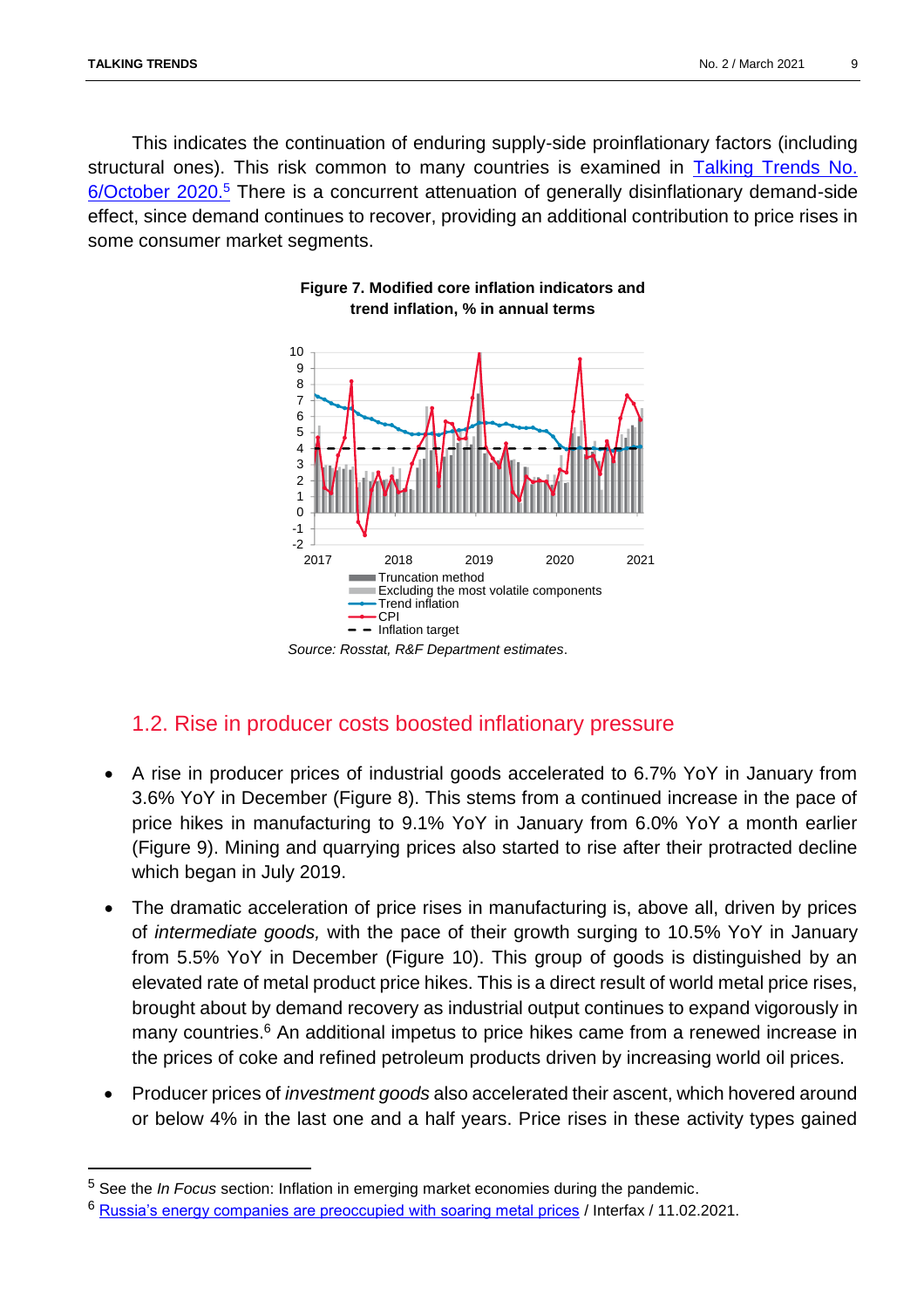This indicates the continuation of enduring supply-side proinflationary factors (including structural ones). This risk common to many countries is examined in [Talking Trends No. 6/October 2020.][5] There is a concurrent attenuation of generally disinflationary demand-side effect, since demand continues to recover, providing an additional contribution to price rises in some consumer market segments.

**Figure 7. Modified core inflation indicators and trend inflation, % in annual terms**

*Source: Rosstat, R&F Department estimates*.

## 1.2. Rise in producer costs boosted inflationary pressure

- A rise in producer prices of industrial goods accelerated to 6.7% YoY in January from 3.6% YoY in December (Figure 8). This stems from a continued increase in the pace of price hikes in manufacturing to 9.1% YoY in January from 6.0% YoY a month earlier (Figure 9). Mining and quarrying prices also started to rise after their protracted decline which began in July 2019.
- The dramatic acceleration of price rises in manufacturing is, above all, driven by prices of *intermediate goods,* with the pace of their growth surging to 10.5% YoY in January from 5.5% YoY in December (Figure 10). This group of goods is distinguished by an elevated rate of metal product price hikes. This is a direct result of world metal price rises, brought about by demand recovery as industrial output continues to expand vigorously in many countries.[6] An additional impetus to price hikes came from a renewed increase in the prices of coke and refined petroleum products driven by increasing world oil prices.
- Producer prices of *investment goods* also accelerated their ascent, which hovered around or below 4% in the last one and a half years. Price rises in these activity types gained

[5] See the *In Focus* section: Inflation in emerging market economies during the pandemic.

[6] Russia's energy companies are preoccupied with soaring metal prices / Interfax / 11.02.2021.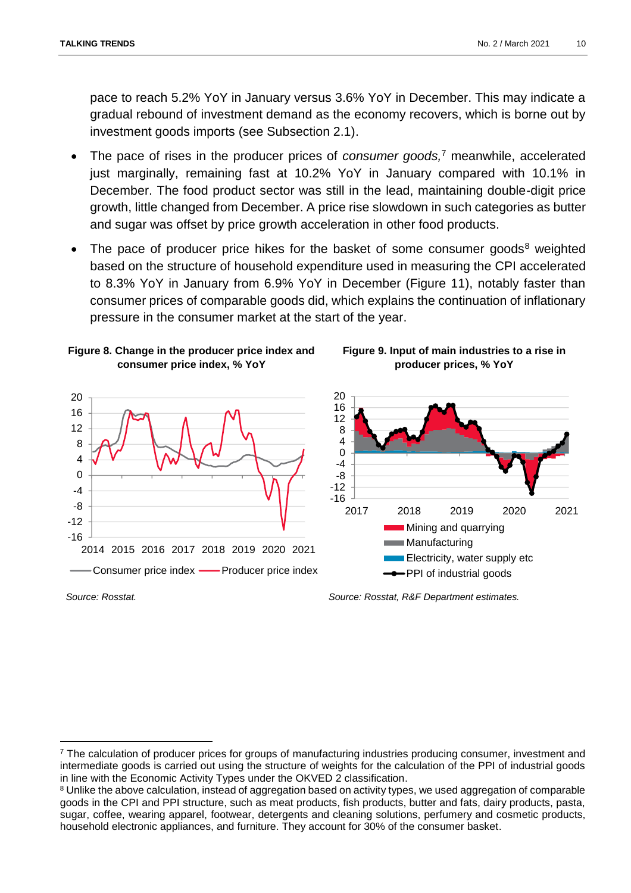pace to reach 5.2% YoY in January versus 3.6% YoY in December. This may indicate a gradual rebound of investment demand as the economy recovers, which is borne out by investment goods imports (see Subsection 2.1).

- The pace of rises in the producer prices of *consumer goods,*[7] meanwhile, accelerated just marginally, remaining fast at 10.2% YoY in January compared with 10.1% in December. The food product sector was still in the lead, maintaining double-digit price growth, little changed from December. A price rise slowdown in such categories as butter and sugar was offset by price growth acceleration in other food products.
- The pace of producer price hikes for the basket of some consumer goods[8] weighted based on the structure of household expenditure used in measuring the CPI accelerated to 8.3% YoY in January from 6.9% YoY in December (Figure 11), notably faster than consumer prices of comparable goods did, which explains the continuation of inflationary pressure in the consumer market at the start of the year.

**Figure 8. Change in the producer price index and consumer price index, % YoY**

*Source: Rosstat.*

**Figure 9. Input of main industries to a rise in producer prices, % YoY**

*Source: Rosstat, R&F Department estimates.*

---

[7] The calculation of producer prices for groups of manufacturing industries producing consumer, investment and intermediate goods is carried out using the structure of weights for the calculation of the PPI of industrial goods in line with the Economic Activity Types under the OKVED 2 classification.

[8] Unlike the above calculation, instead of aggregation based on activity types, we used aggregation of comparable goods in the CPI and PPI structure, such as meat products, fish products, butter and fats, dairy products, pasta, sugar, coffee, wearing apparel, footwear, detergents and cleaning solutions, perfumery and cosmetic products, household electronic appliances, and furniture. They account for 30% of the consumer basket.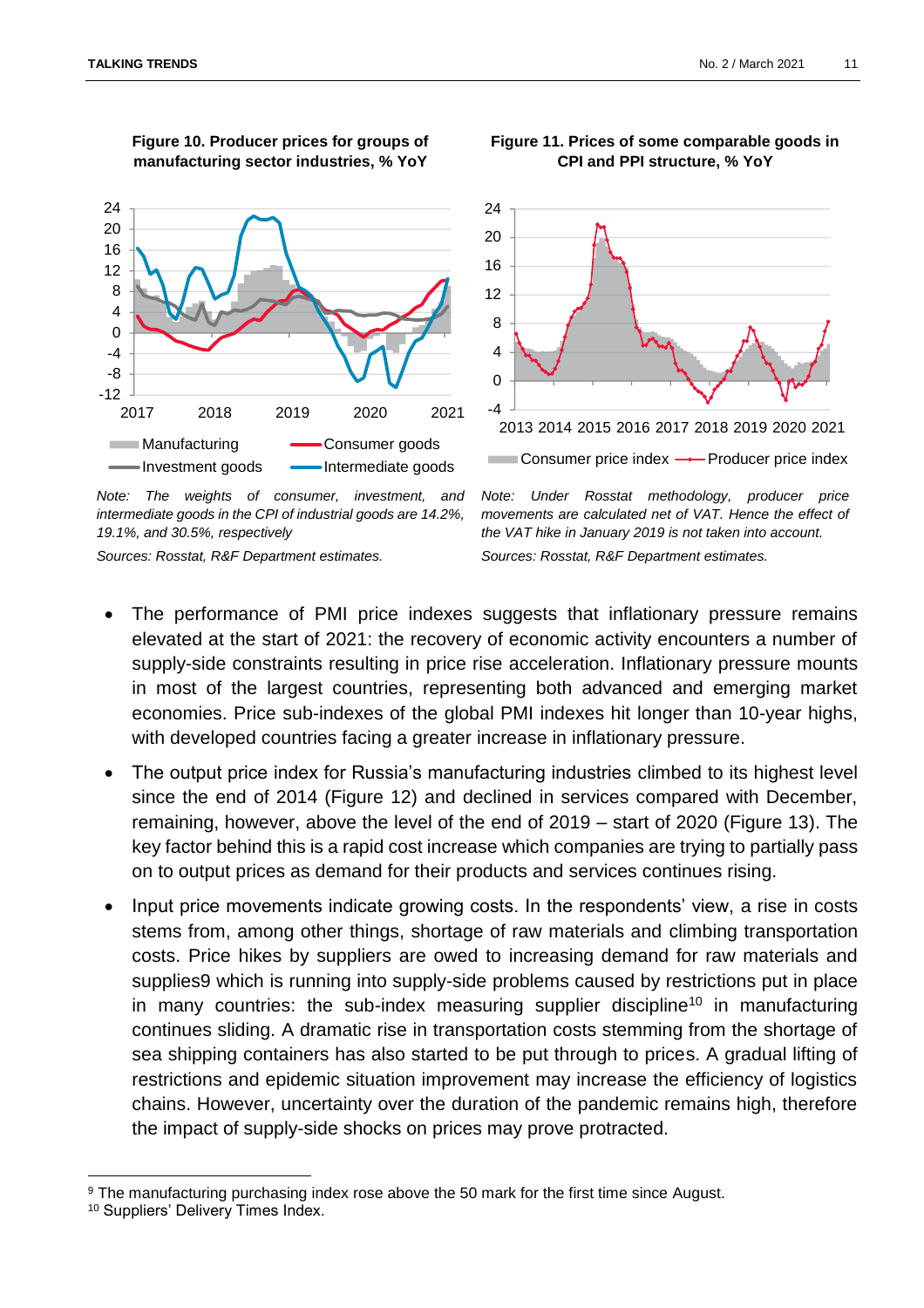**Figure 10. Producer prices for groups of manufacturing sector industries, % YoY**

*Note: The weights of consumer, investment, and intermediate goods in the CPI of industrial goods are 14.2%, 19.1%, and 30.5%, respectively*

*Sources: Rosstat, R&F Department estimates.*

**Figure 11. Prices of some comparable goods in CPI and PPI structure, % YoY**

*Note: Under Rosstat methodology, producer price movements are calculated net of VAT. Hence the effect of the VAT hike in January 2019 is not taken into account.*

*Sources: Rosstat, R&F Department estimates.*

- The performance of PMI price indexes suggests that inflationary pressure remains elevated at the start of 2021: the recovery of economic activity encounters a number of supply-side constraints resulting in price rise acceleration. Inflationary pressure mounts in most of the largest countries, representing both advanced and emerging market economies. Price sub-indexes of the global PMI indexes hit longer than 10-year highs, with developed countries facing a greater increase in inflationary pressure.
- The output price index for Russia's manufacturing industries climbed to its highest level since the end of 2014 (Figure 12) and declined in services compared with December, remaining, however, above the level of the end of 2019 – start of 2020 (Figure 13). The key factor behind this is a rapid cost increase which companies are trying to partially pass on to output prices as demand for their products and services continues rising.
- Input price movements indicate growing costs. In the respondents' view, a rise in costs stems from, among other things, shortage of raw materials and climbing transportation costs. Price hikes by suppliers are owed to increasing demand for raw materials and supplies9 which is running into supply-side problems caused by restrictions put in place in many countries: the sub-index measuring supplier discipline[10] in manufacturing continues sliding. A dramatic rise in transportation costs stemming from the shortage of sea shipping containers has also started to be put through to prices. A gradual lifting of restrictions and epidemic situation improvement may increase the efficiency of logistics chains. However, uncertainty over the duration of the pandemic remains high, therefore the impact of supply-side shocks on prices may prove protracted.

---

[9] The manufacturing purchasing index rose above the 50 mark for the first time since August.

[10] Suppliers' Delivery Times Index.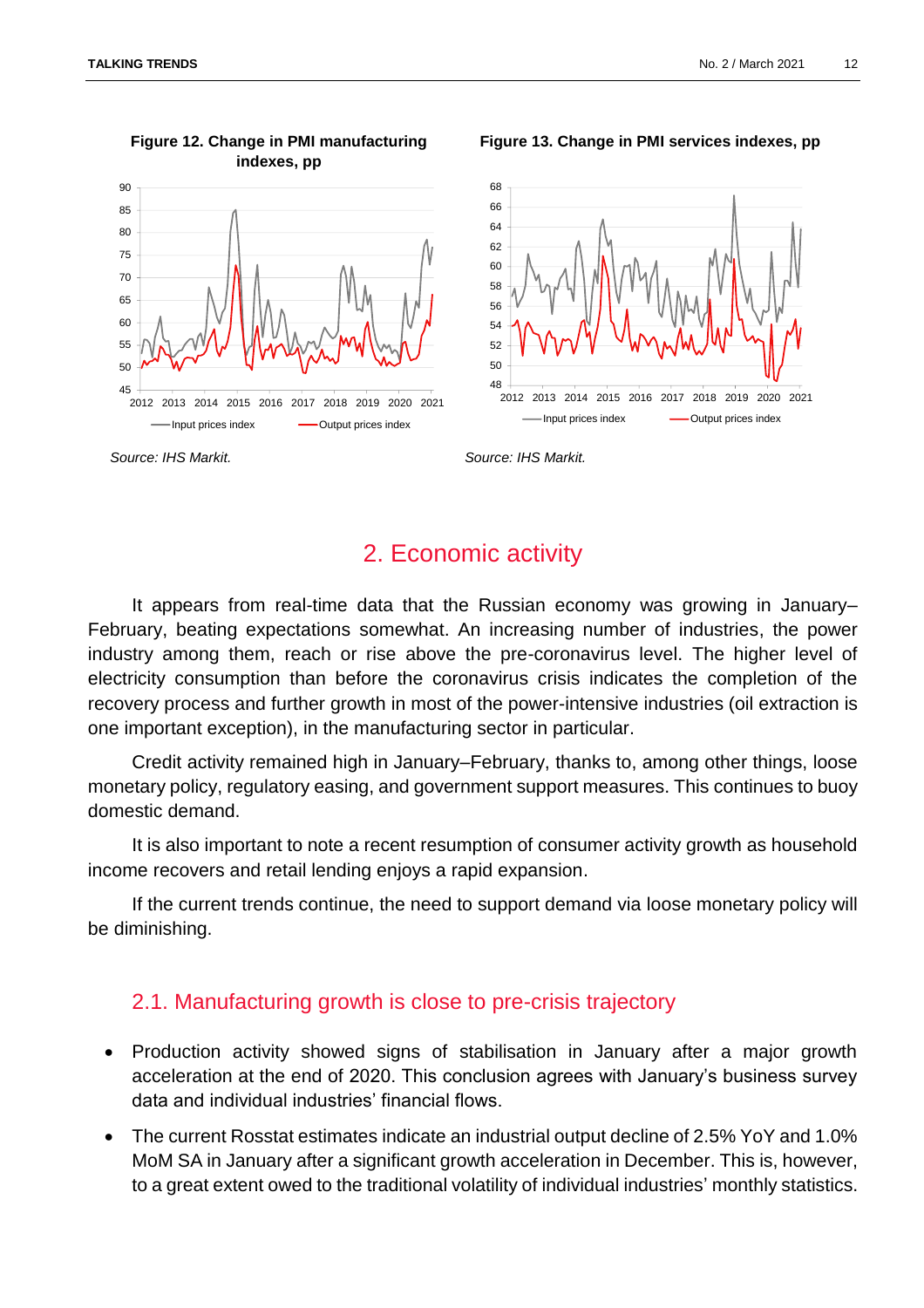**Figure 12. Change in PMI manufacturing indexes, pp**

Source: IHS Markit.

**Figure 13. Change in PMI services indexes, pp**

Source: IHS Markit.

## 2. Economic activity

It appears from real-time data that the Russian economy was growing in January–February, beating expectations somewhat. An increasing number of industries, the power industry among them, reach or rise above the pre-coronavirus level. The higher level of electricity consumption than before the coronavirus crisis indicates the completion of the recovery process and further growth in most of the power-intensive industries (oil extraction is one important exception), in the manufacturing sector in particular.

Credit activity remained high in January–February, thanks to, among other things, loose monetary policy, regulatory easing, and government support measures. This continues to buoy domestic demand.

It is also important to note a recent resumption of consumer activity growth as household income recovers and retail lending enjoys a rapid expansion.

If the current trends continue, the need to support demand via loose monetary policy will be diminishing.

### 2.1. Manufacturing growth is close to pre-crisis trajectory

- Production activity showed signs of stabilisation in January after a major growth acceleration at the end of 2020. This conclusion agrees with January's business survey data and individual industries' financial flows.
- The current Rosstat estimates indicate an industrial output decline of 2.5% YoY and 1.0% MoM SA in January after a significant growth acceleration in December. This is, however, to a great extent owed to the traditional volatility of individual industries' monthly statistics.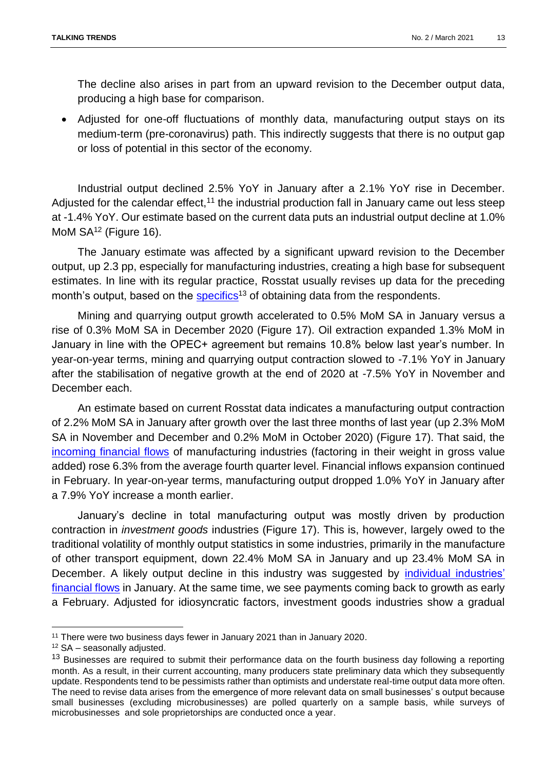The decline also arises in part from an upward revision to the December output data, producing a high base for comparison.

- Adjusted for one-off fluctuations of monthly data, manufacturing output stays on its medium-term (pre-coronavirus) path. This indirectly suggests that there is no output gap or loss of potential in this sector of the economy.

Industrial output declined 2.5% YoY in January after a 2.1% YoY rise in December. Adjusted for the calendar effect,[11] the industrial production fall in January came out less steep at -1.4% YoY. Our estimate based on the current data puts an industrial output decline at 1.0% MoM SA[12] (Figure 16).

The January estimate was affected by a significant upward revision to the December output, up 2.3 pp, especially for manufacturing industries, creating a high base for subsequent estimates. In line with its regular practice, Rosstat usually revises up data for the preceding month's output, based on the specifics[13] of obtaining data from the respondents.

Mining and quarrying output growth accelerated to 0.5% MoM SA in January versus a rise of 0.3% MoM SA in December 2020 (Figure 17). Oil extraction expanded 1.3% MoM in January in line with the OPEC+ agreement but remains 10.8% below last year's number. In year-on-year terms, mining and quarrying output contraction slowed to -7.1% YoY in January after the stabilisation of negative growth at the end of 2020 at -7.5% YoY in November and December each.

An estimate based on current Rosstat data indicates a manufacturing output contraction of 2.2% MoM SA in January after growth over the last three months of last year (up 2.3% MoM SA in November and December and 0.2% MoM in October 2020) (Figure 17). That said, the incoming financial flows of manufacturing industries (factoring in their weight in gross value added) rose 6.3% from the average fourth quarter level. Financial inflows expansion continued in February. In year-on-year terms, manufacturing output dropped 1.0% YoY in January after a 7.9% YoY increase a month earlier.

January's decline in total manufacturing output was mostly driven by production contraction in *investment goods* industries (Figure 17). This is, however, largely owed to the traditional volatility of monthly output statistics in some industries, primarily in the manufacture of other transport equipment, down 22.4% MoM SA in January and up 23.4% MoM SA in December. A likely output decline in this industry was suggested by individual industries' financial flows in January. At the same time, we see payments coming back to growth as early a February. Adjusted for idiosyncratic factors, investment goods industries show a gradual

---

[11] There were two business days fewer in January 2021 than in January 2020.

[12] SA – seasonally adjusted.

[13] Businesses are required to submit their performance data on the fourth business day following a reporting month. As a result, in their current accounting, many producers state preliminary data which they subsequently update. Respondents tend to be pessimists rather than optimists and understate real-time output data more often. The need to revise data arises from the emergence of more relevant data on small businesses' s output because small businesses (excluding microbusinesses) are polled quarterly on a sample basis, while surveys of microbusinesses and sole proprietorships are conducted once a year.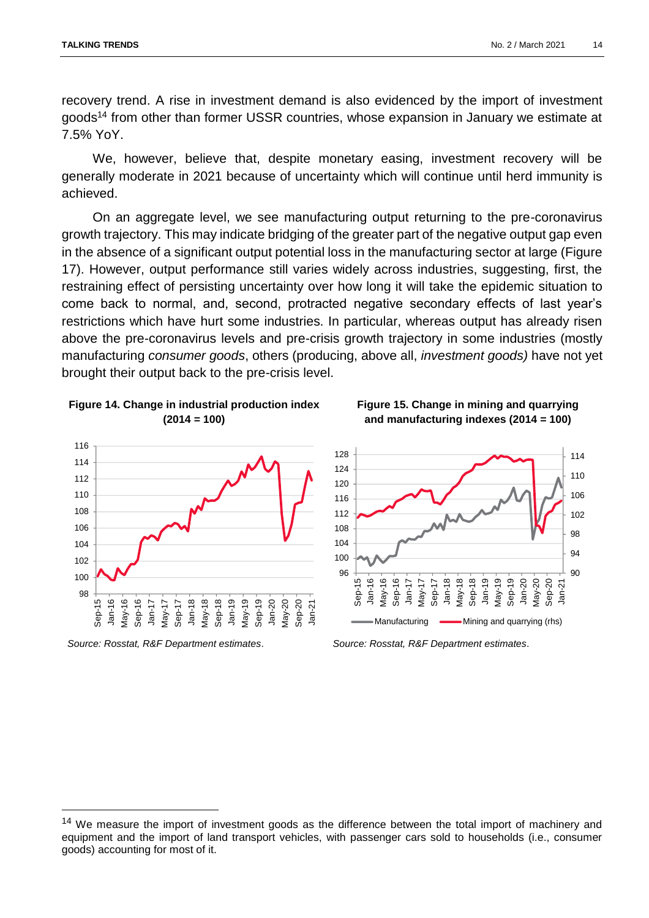recovery trend. A rise in investment demand is also evidenced by the import of investment goods[14] from other than former USSR countries, whose expansion in January we estimate at 7.5% YoY.

We, however, believe that, despite monetary easing, investment recovery will be generally moderate in 2021 because of uncertainty which will continue until herd immunity is achieved.

On an aggregate level, we see manufacturing output returning to the pre-coronavirus growth trajectory. This may indicate bridging of the greater part of the negative output gap even in the absence of a significant output potential loss in the manufacturing sector at large (Figure 17). However, output performance still varies widely across industries, suggesting, first, the restraining effect of persisting uncertainty over how long it will take the epidemic situation to come back to normal, and, second, protracted negative secondary effects of last year's restrictions which have hurt some industries. In particular, whereas output has already risen above the pre-coronavirus levels and pre-crisis growth trajectory in some industries (mostly manufacturing *consumer goods*, others (producing, above all, *investment goods)* have not yet brought their output back to the pre-crisis level.

**Figure 14. Change in industrial production index (2014 = 100)**

*Source: Rosstat, R&F Department estimates*.

**Figure 15. Change in mining and quarrying and manufacturing indexes (2014 = 100)**

*Source: Rosstat, R&F Department estimates*.

---

[14] We measure the import of investment goods as the difference between the total import of machinery and equipment and the import of land transport vehicles, with passenger cars sold to households (i.e., consumer goods) accounting for most of it.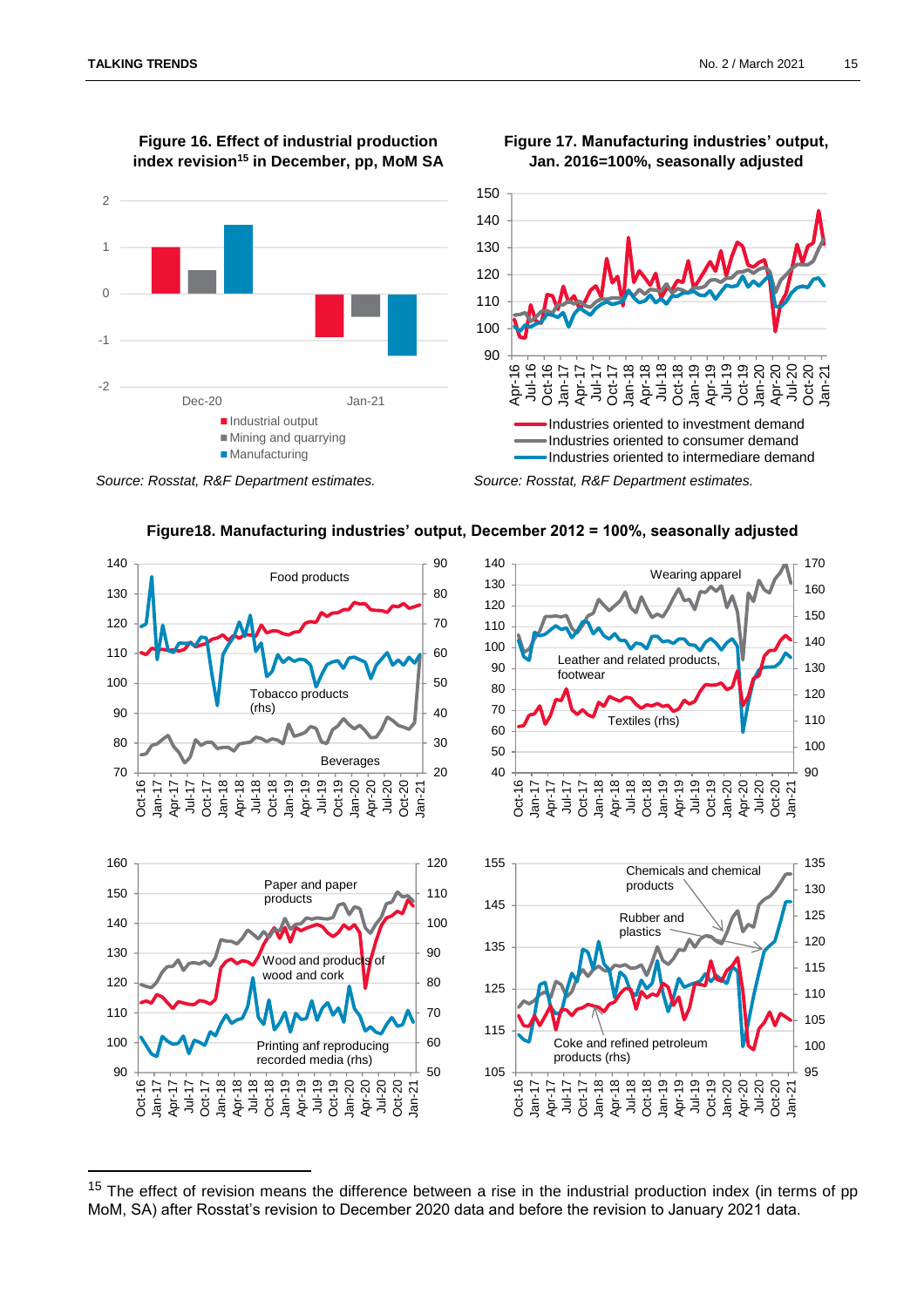**Figure 16. Effect of industrial production index revision[15] in December, pp, MoM SA**

Source: Rosstat, R&F Department estimates.

**Figure 17. Manufacturing industries' output, Jan. 2016=100%, seasonally adjusted**

Source: Rosstat, R&F Department estimates.

**Figure18. Manufacturing industries' output, December 2012 = 100%, seasonally adjusted**

---

[15] The effect of revision means the difference between a rise in the industrial production index (in terms of pp MoM, SA) after Rosstat's revision to December 2020 data and before the revision to January 2021 data.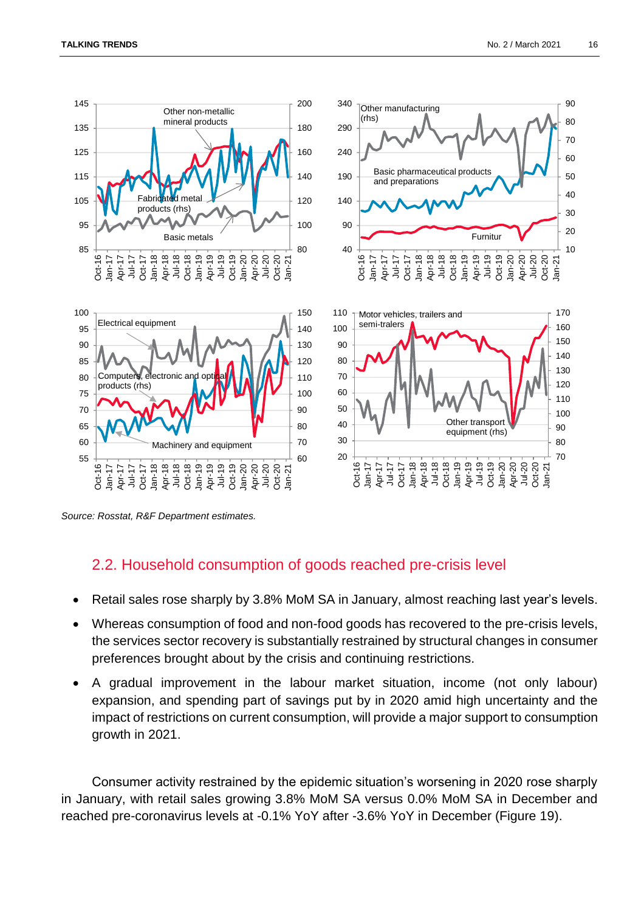Source: Rosstat, R&F Department estimates.

## 2.2. Household consumption of goods reached pre-crisis level

- Retail sales rose sharply by 3.8% MoM SA in January, almost reaching last year's levels.
- Whereas consumption of food and non-food goods has recovered to the pre-crisis levels, the services sector recovery is substantially restrained by structural changes in consumer preferences brought about by the crisis and continuing restrictions.
- A gradual improvement in the labour market situation, income (not only labour) expansion, and spending part of savings put by in 2020 amid high uncertainty and the impact of restrictions on current consumption, will provide a major support to consumption growth in 2021.

Consumer activity restrained by the epidemic situation's worsening in 2020 rose sharply in January, with retail sales growing 3.8% MoM SA versus 0.0% MoM SA in December and reached pre-coronavirus levels at -0.1% YoY after -3.6% YoY in December (Figure 19).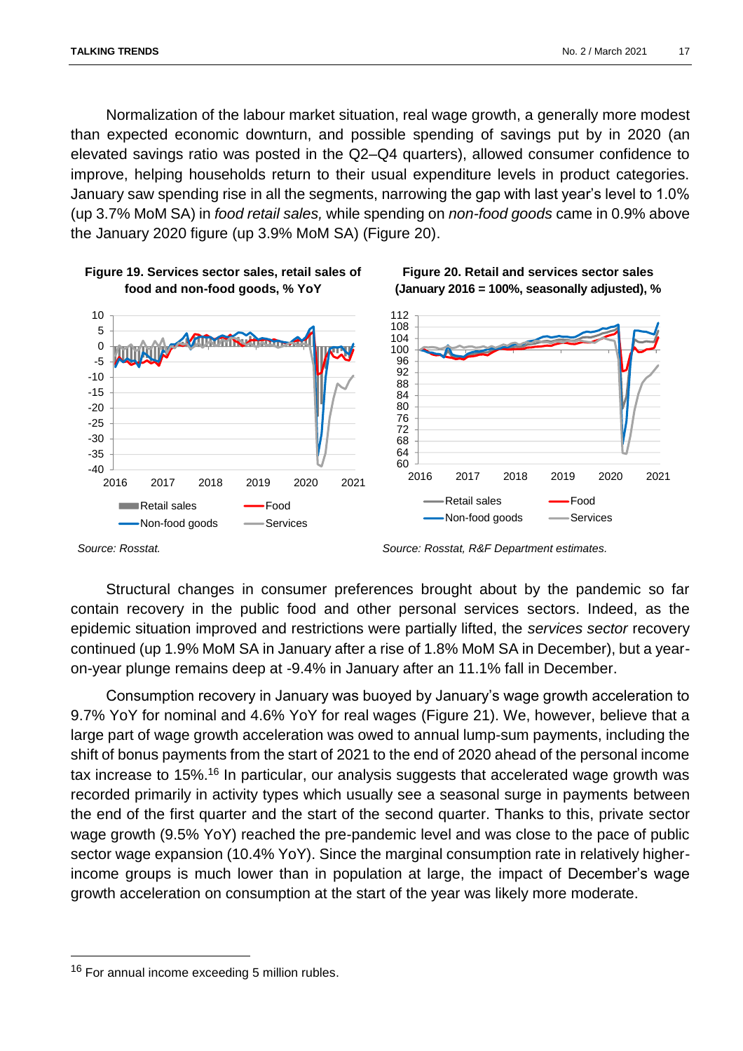Normalization of the labour market situation, real wage growth, a generally more modest than expected economic downturn, and possible spending of savings put by in 2020 (an elevated savings ratio was posted in the Q2–Q4 quarters), allowed consumer confidence to improve, helping households return to their usual expenditure levels in product categories. January saw spending rise in all the segments, narrowing the gap with last year's level to 1.0% (up 3.7% MoM SA) in *food retail sales,* while spending on *non-food goods* came in 0.9% above the January 2020 figure (up 3.9% MoM SA) (Figure 20).

**Figure 19. Services sector sales, retail sales of food and non-food goods, % YoY**

*Source: Rosstat.*

**Figure 20. Retail and services sector sales (January 2016 = 100%, seasonally adjusted), %**

*Source: Rosstat, R&F Department estimates.*

Structural changes in consumer preferences brought about by the pandemic so far contain recovery in the public food and other personal services sectors. Indeed, as the epidemic situation improved and restrictions were partially lifted, the *services sector* recovery continued (up 1.9% MoM SA in January after a rise of 1.8% MoM SA in December), but a year-on-year plunge remains deep at -9.4% in January after an 11.1% fall in December.

Consumption recovery in January was buoyed by January's wage growth acceleration to 9.7% YoY for nominal and 4.6% YoY for real wages (Figure 21). We, however, believe that a large part of wage growth acceleration was owed to annual lump-sum payments, including the shift of bonus payments from the start of 2021 to the end of 2020 ahead of the personal income tax increase to 15%.[16] In particular, our analysis suggests that accelerated wage growth was recorded primarily in activity types which usually see a seasonal surge in payments between the end of the first quarter and the start of the second quarter. Thanks to this, private sector wage growth (9.5% YoY) reached the pre-pandemic level and was close to the pace of public sector wage expansion (10.4% YoY). Since the marginal consumption rate in relatively higher-income groups is much lower than in population at large, the impact of December's wage growth acceleration on consumption at the start of the year was likely more moderate.

[16] For annual income exceeding 5 million rubles.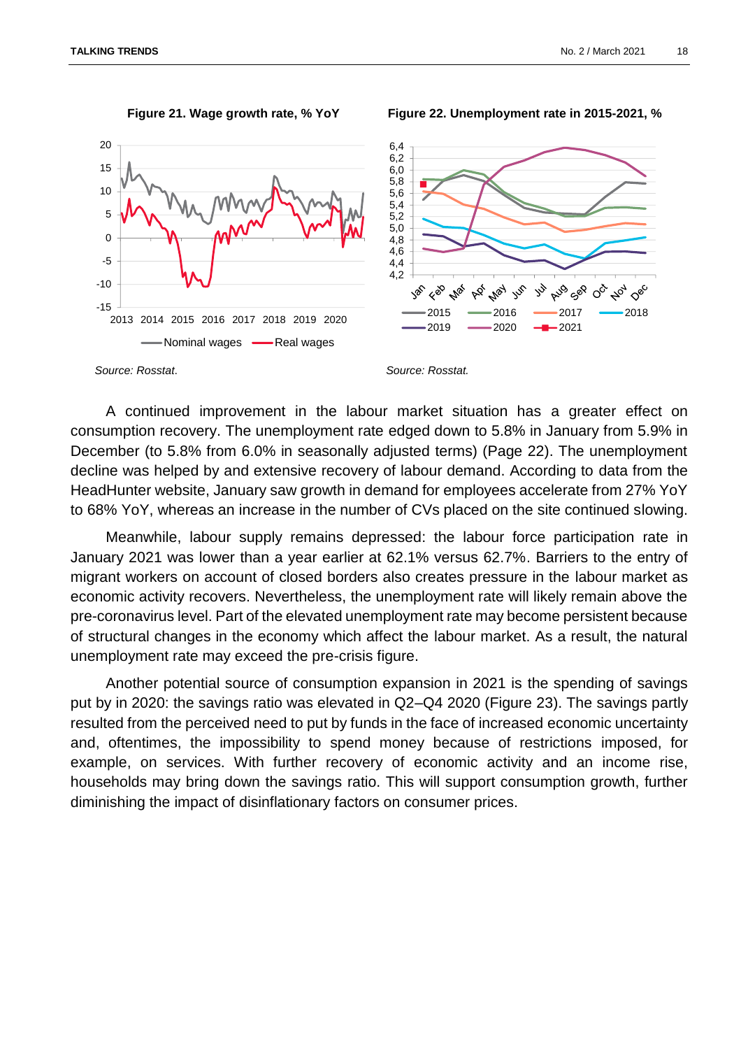**Figure 21. Wage growth rate, % YoY**

*Source: Rosstat.*

**Figure 22. Unemployment rate in 2015-2021, %**

*Source: Rosstat.*

A continued improvement in the labour market situation has a greater effect on consumption recovery. The unemployment rate edged down to 5.8% in January from 5.9% in December (to 5.8% from 6.0% in seasonally adjusted terms) (Page 22). The unemployment decline was helped by and extensive recovery of labour demand. According to data from the HeadHunter website, January saw growth in demand for employees accelerate from 27% YoY to 68% YoY, whereas an increase in the number of CVs placed on the site continued slowing.

Meanwhile, labour supply remains depressed: the labour force participation rate in January 2021 was lower than a year earlier at 62.1% versus 62.7%. Barriers to the entry of migrant workers on account of closed borders also creates pressure in the labour market as economic activity recovers. Nevertheless, the unemployment rate will likely remain above the pre-coronavirus level. Part of the elevated unemployment rate may become persistent because of structural changes in the economy which affect the labour market. As a result, the natural unemployment rate may exceed the pre-crisis figure.

Another potential source of consumption expansion in 2021 is the spending of savings put by in 2020: the savings ratio was elevated in Q2–Q4 2020 (Figure 23). The savings partly resulted from the perceived need to put by funds in the face of increased economic uncertainty and, oftentimes, the impossibility to spend money because of restrictions imposed, for example, on services. With further recovery of economic activity and an income rise, households may bring down the savings ratio. This will support consumption growth, further diminishing the impact of disinflationary factors on consumer prices.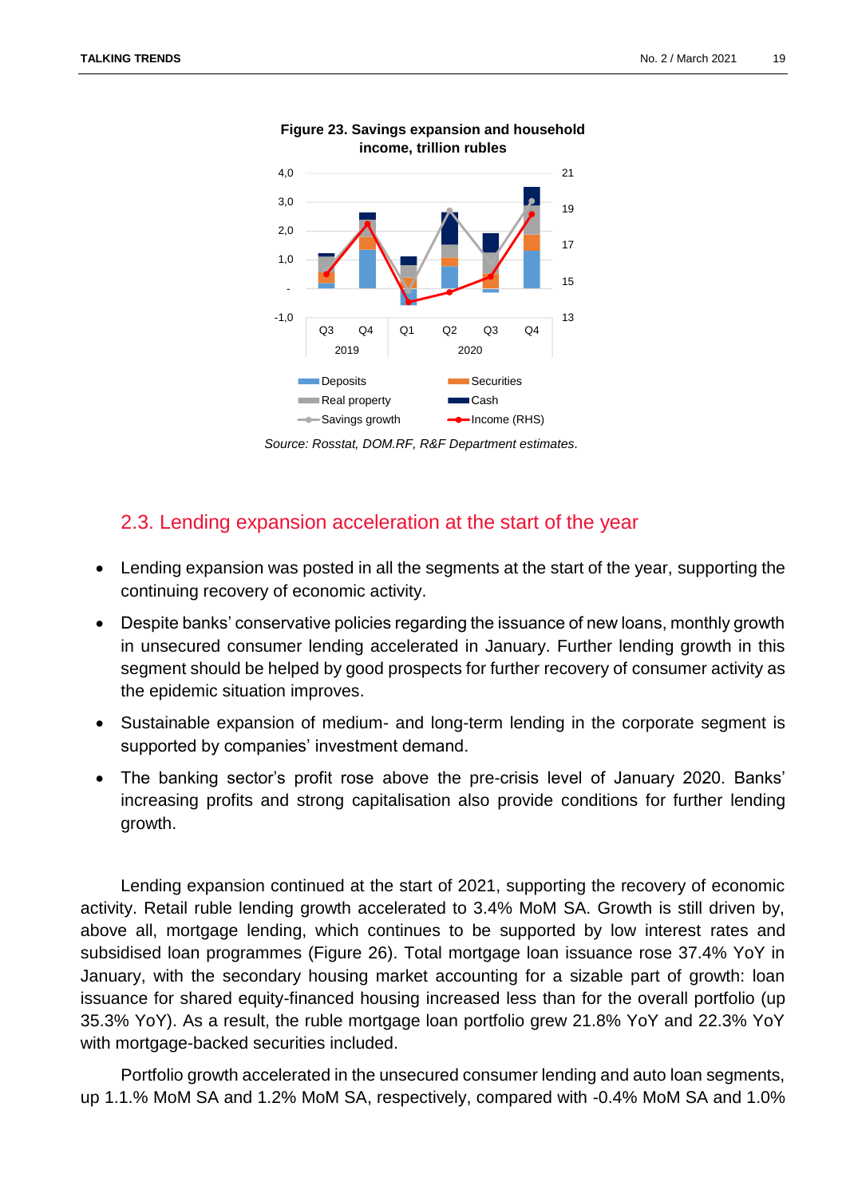**Figure 23. Savings expansion and household income, trillion rubles**

Source: Rosstat, DOM.RF, R&F Department estimates.

## 2.3. Lending expansion acceleration at the start of the year

- Lending expansion was posted in all the segments at the start of the year, supporting the continuing recovery of economic activity.
- Despite banks' conservative policies regarding the issuance of new loans, monthly growth in unsecured consumer lending accelerated in January. Further lending growth in this segment should be helped by good prospects for further recovery of consumer activity as the epidemic situation improves.
- Sustainable expansion of medium- and long-term lending in the corporate segment is supported by companies' investment demand.
- The banking sector's profit rose above the pre-crisis level of January 2020. Banks' increasing profits and strong capitalisation also provide conditions for further lending growth.

Lending expansion continued at the start of 2021, supporting the recovery of economic activity. Retail ruble lending growth accelerated to 3.4% MoM SA. Growth is still driven by, above all, mortgage lending, which continues to be supported by low interest rates and subsidised loan programmes (Figure 26). Total mortgage loan issuance rose 37.4% YoY in January, with the secondary housing market accounting for a sizable part of growth: loan issuance for shared equity-financed housing increased less than for the overall portfolio (up 35.3% YoY). As a result, the ruble mortgage loan portfolio grew 21.8% YoY and 22.3% YoY with mortgage-backed securities included.

Portfolio growth accelerated in the unsecured consumer lending and auto loan segments, up 1.1% MoM SA and 1.2% MoM SA, respectively, compared with -0.4% MoM SA and 1.0%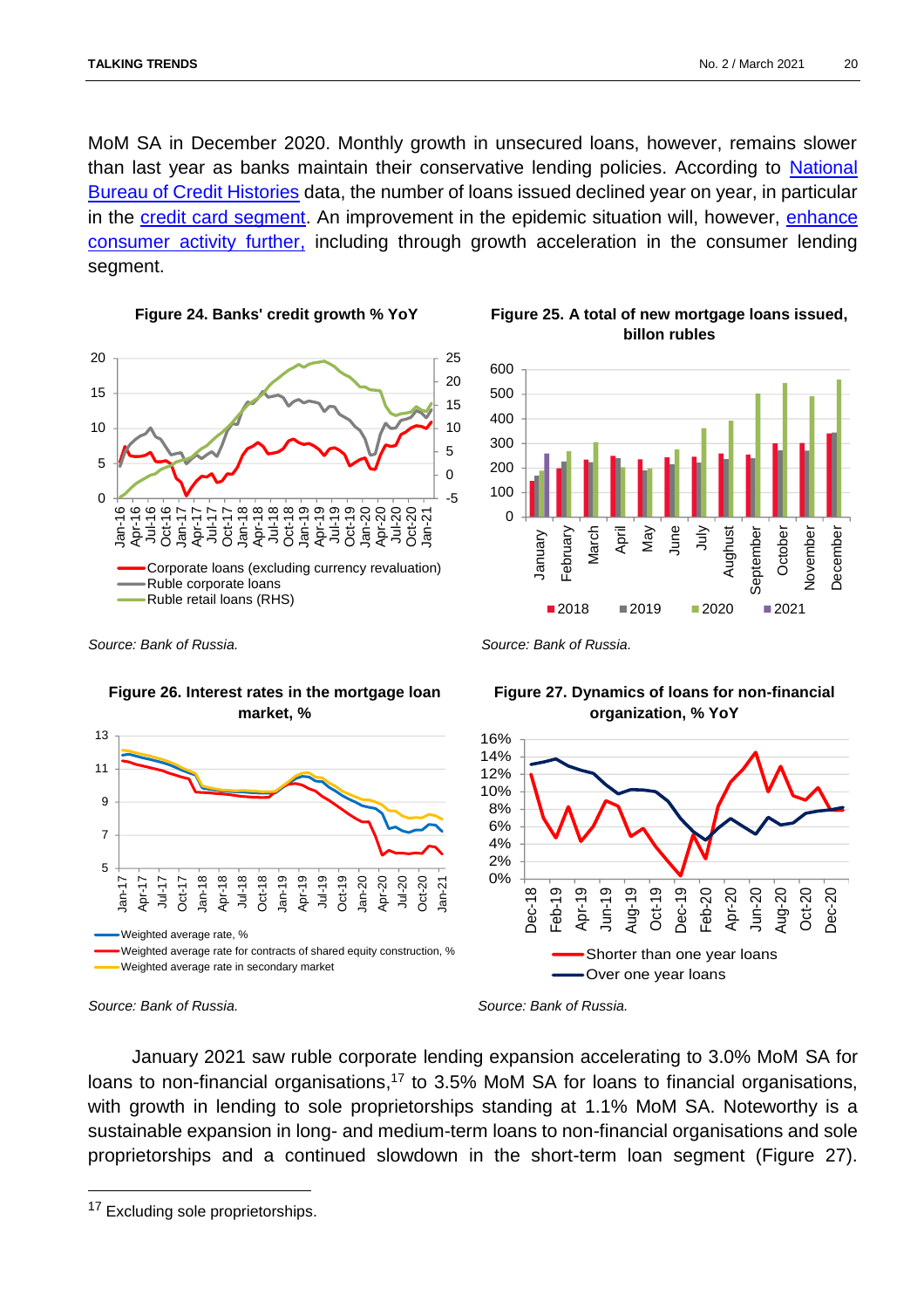MoM SA in December 2020. Monthly growth in unsecured loans, however, remains slower than last year as banks maintain their conservative lending policies. According to National Bureau of Credit Histories data, the number of loans issued declined year on year, in particular in the credit card segment. An improvement in the epidemic situation will, however, enhance consumer activity further, including through growth acceleration in the consumer lending segment.

**Figure 24. Banks' credit growth % YoY**

*Source: Bank of Russia.*

**Figure 25. A total of new mortgage loans issued, billon rubles**

*Source: Bank of Russia.*

**Figure 26. Interest rates in the mortgage loan market, %**

*Source: Bank of Russia.*

**Figure 27. Dynamics of loans for non-financial organization, % YoY**

*Source: Bank of Russia.*

January 2021 saw ruble corporate lending expansion accelerating to 3.0% MoM SA for loans to non-financial organisations,[17] to 3.5% MoM SA for loans to financial organisations, with growth in lending to sole proprietorships standing at 1.1% MoM SA. Noteworthy is a sustainable expansion in long- and medium-term loans to non-financial organisations and sole proprietorships and a continued slowdown in the short-term loan segment (Figure 27).

[17] Excluding sole proprietorships.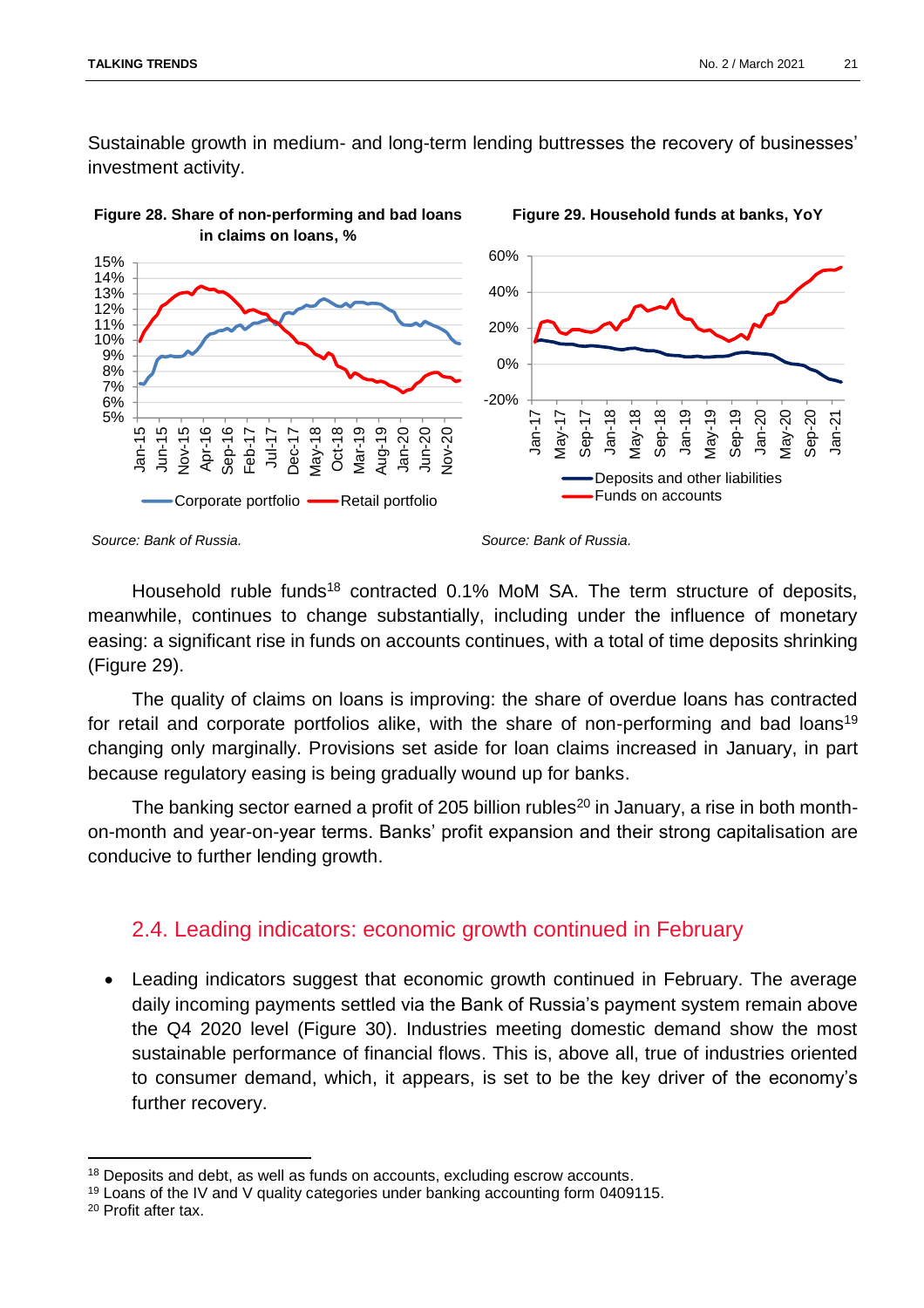Sustainable growth in medium- and long-term lending buttresses the recovery of businesses' investment activity.

**Figure 28. Share of non-performing and bad loans in claims on loans, %**

Source: Bank of Russia.

**Figure 29. Household funds at banks, YoY**

Source: Bank of Russia.

Household ruble funds[18] contracted 0.1% MoM SA. The term structure of deposits, meanwhile, continues to change substantially, including under the influence of monetary easing: a significant rise in funds on accounts continues, with a total of time deposits shrinking (Figure 29).

The quality of claims on loans is improving: the share of overdue loans has contracted for retail and corporate portfolios alike, with the share of non-performing and bad loans[19] changing only marginally. Provisions set aside for loan claims increased in January, in part because regulatory easing is being gradually wound up for banks.

The banking sector earned a profit of 205 billion rubles[20] in January, a rise in both month-on-month and year-on-year terms. Banks' profit expansion and their strong capitalisation are conducive to further lending growth.

## 2.4. Leading indicators: economic growth continued in February

- Leading indicators suggest that economic growth continued in February. The average daily incoming payments settled via the Bank of Russia's payment system remain above the Q4 2020 level (Figure 30). Industries meeting domestic demand show the most sustainable performance of financial flows. This is, above all, true of industries oriented to consumer demand, which, it appears, is set to be the key driver of the economy's further recovery.

---

[18] Deposits and debt, as well as funds on accounts, excluding escrow accounts.

[19] Loans of the IV and V quality categories under banking accounting form 0409115.

[20] Profit after tax.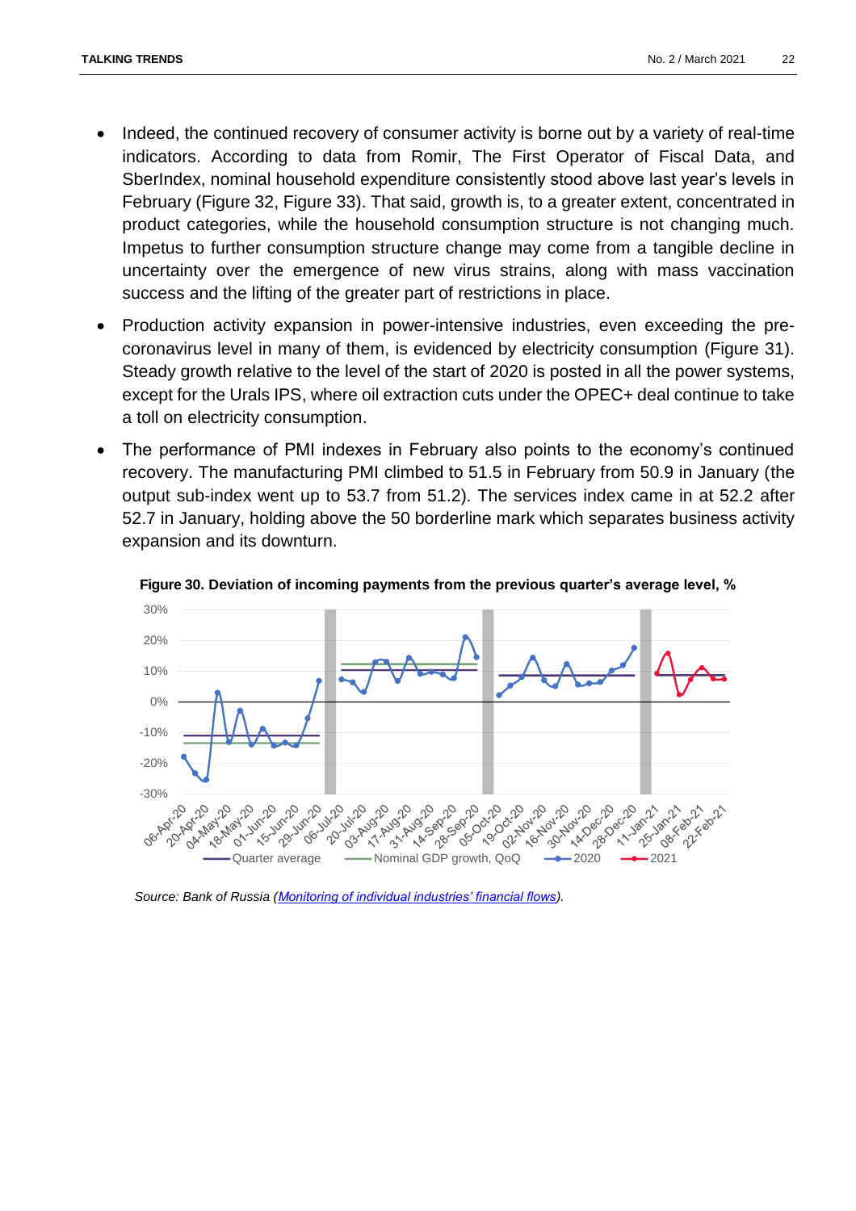- Indeed, the continued recovery of consumer activity is borne out by a variety of real-time indicators. According to data from Romir, The First Operator of Fiscal Data, and SberIndex, nominal household expenditure consistently stood above last year's levels in February (Figure 32, Figure 33). That said, growth is, to a greater extent, concentrated in product categories, while the household consumption structure is not changing much. Impetus to further consumption structure change may come from a tangible decline in uncertainty over the emergence of new virus strains, along with mass vaccination success and the lifting of the greater part of restrictions in place.
- Production activity expansion in power-intensive industries, even exceeding the pre-coronavirus level in many of them, is evidenced by electricity consumption (Figure 31). Steady growth relative to the level of the start of 2020 is posted in all the power systems, except for the Urals IPS, where oil extraction cuts under the OPEC+ deal continue to take a toll on electricity consumption.
- The performance of PMI indexes in February also points to the economy's continued recovery. The manufacturing PMI climbed to 51.5 in February from 50.9 in January (the output sub-index went up to 53.7 from 51.2). The services index came in at 52.2 after 52.7 in January, holding above the 50 borderline mark which separates business activity expansion and its downturn.

**Figure 30. Deviation of incoming payments from the previous quarter's average level, %**

*Source: Bank of Russia (Monitoring of individual industries' financial flows).*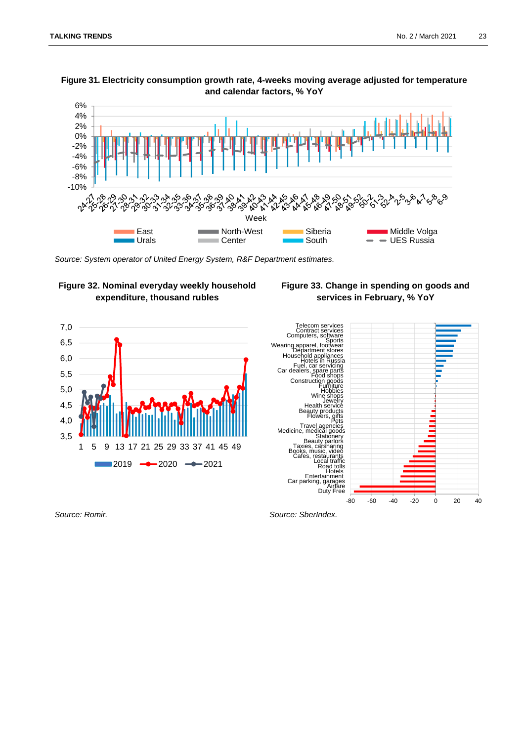**Figure 31. Electricity consumption growth rate, 4-weeks moving average adjusted for temperature and calendar factors, % YoY**

*Source: System operator of United Energy System, R&F Department estimates.*

**Figure 32. Nominal everyday weekly household expenditure, thousand rubles**

*Source: Romir.*

**Figure 33. Change in spending on goods and services in February, % YoY**

*Source: SberIndex.*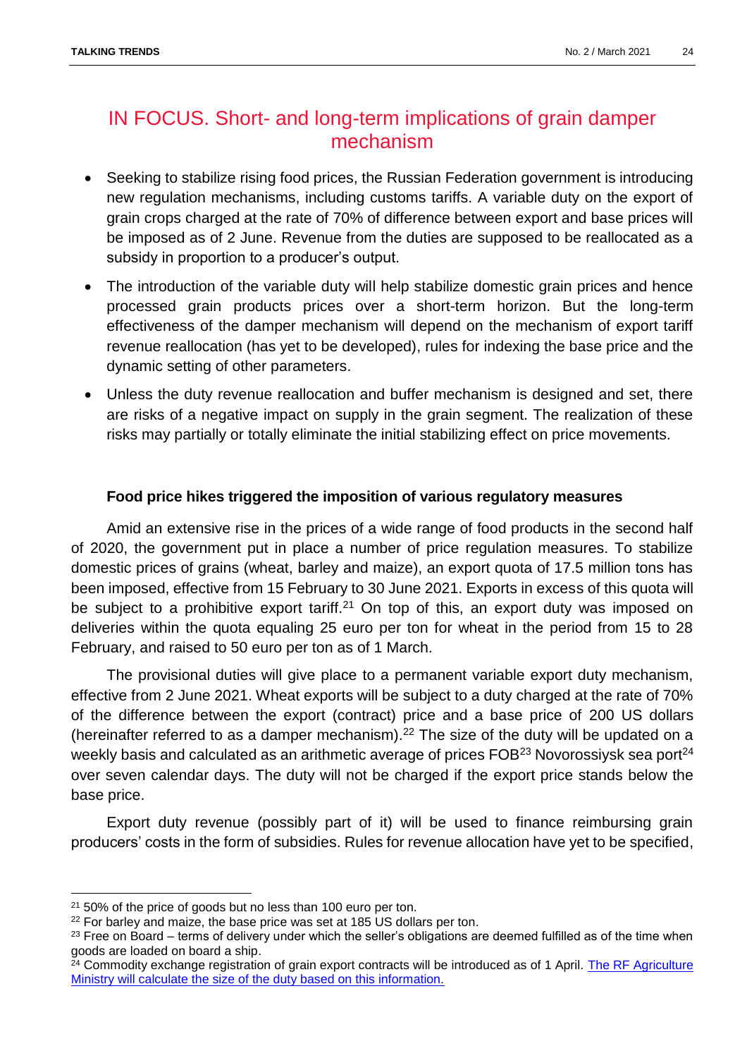## IN FOCUS. Short- and long-term implications of grain damper mechanism

- Seeking to stabilize rising food prices, the Russian Federation government is introducing new regulation mechanisms, including customs tariffs. A variable duty on the export of grain crops charged at the rate of 70% of difference between export and base prices will be imposed as of 2 June. Revenue from the duties are supposed to be reallocated as a subsidy in proportion to a producer's output.
- The introduction of the variable duty will help stabilize domestic grain prices and hence processed grain products prices over a short-term horizon. But the long-term effectiveness of the damper mechanism will depend on the mechanism of export tariff revenue reallocation (has yet to be developed), rules for indexing the base price and the dynamic setting of other parameters.
- Unless the duty revenue reallocation and buffer mechanism is designed and set, there are risks of a negative impact on supply in the grain segment. The realization of these risks may partially or totally eliminate the initial stabilizing effect on price movements.

### Food price hikes triggered the imposition of various regulatory measures

Amid an extensive rise in the prices of a wide range of food products in the second half of 2020, the government put in place a number of price regulation measures. To stabilize domestic prices of grains (wheat, barley and maize), an export quota of 17.5 million tons has been imposed, effective from 15 February to 30 June 2021. Exports in excess of this quota will be subject to a prohibitive export tariff.[21] On top of this, an export duty was imposed on deliveries within the quota equaling 25 euro per ton for wheat in the period from 15 to 28 February, and raised to 50 euro per ton as of 1 March.

The provisional duties will give place to a permanent variable export duty mechanism, effective from 2 June 2021. Wheat exports will be subject to a duty charged at the rate of 70% of the difference between the export (contract) price and a base price of 200 US dollars (hereinafter referred to as a damper mechanism).[22] The size of the duty will be updated on a weekly basis and calculated as an arithmetic average of prices FOB[23] Novorossiysk sea port[24] over seven calendar days. The duty will not be charged if the export price stands below the base price.

Export duty revenue (possibly part of it) will be used to finance reimbursing grain producers' costs in the form of subsidies. Rules for revenue allocation have yet to be specified,

---

[21] 50% of the price of goods but no less than 100 euro per ton.

[22] For barley and maize, the base price was set at 185 US dollars per ton.

[23] Free on Board – terms of delivery under which the seller's obligations are deemed fulfilled as of the time when goods are loaded on board a ship.

[24] Commodity exchange registration of grain export contracts will be introduced as of 1 April. The RF Agriculture Ministry will calculate the size of the duty based on this information.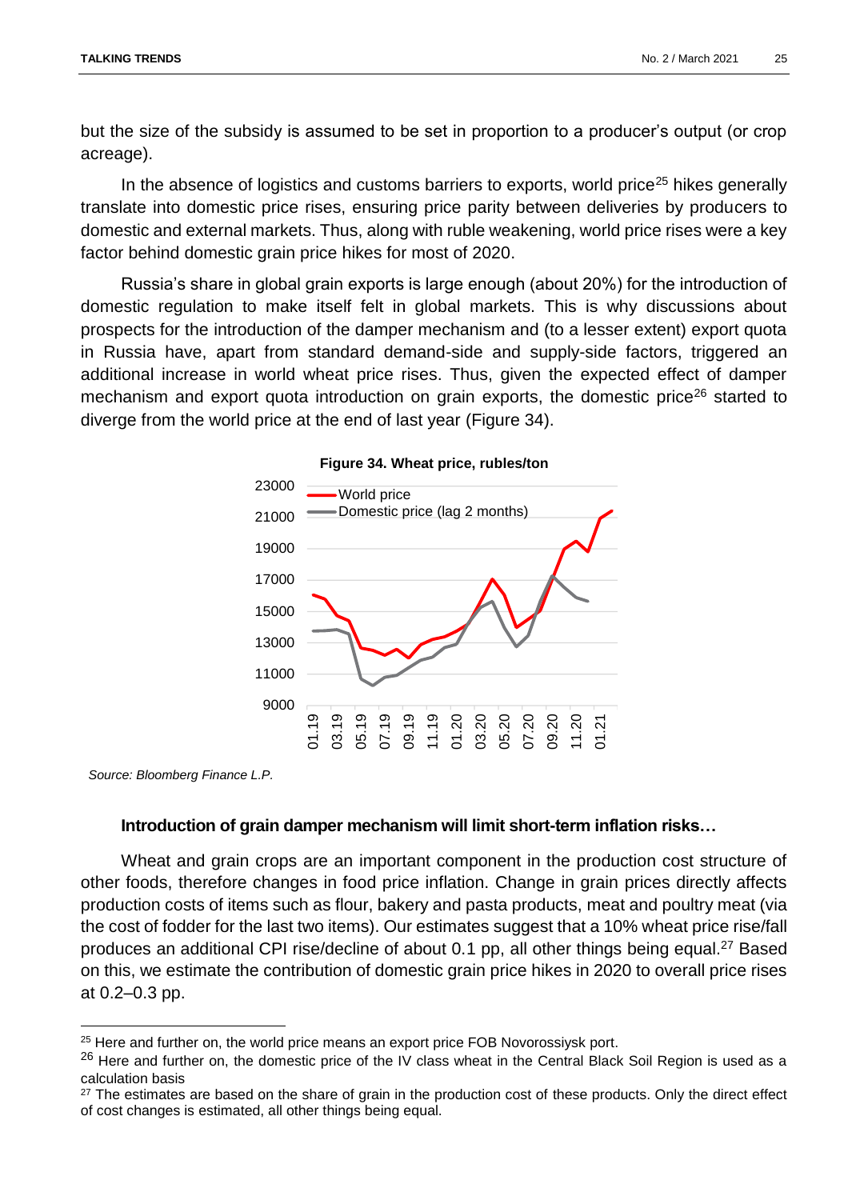but the size of the subsidy is assumed to be set in proportion to a producer's output (or crop acreage).

In the absence of logistics and customs barriers to exports, world price[25] hikes generally translate into domestic price rises, ensuring price parity between deliveries by producers to domestic and external markets. Thus, along with ruble weakening, world price rises were a key factor behind domestic grain price hikes for most of 2020.

Russia's share in global grain exports is large enough (about 20%) for the introduction of domestic regulation to make itself felt in global markets. This is why discussions about prospects for the introduction of the damper mechanism and (to a lesser extent) export quota in Russia have, apart from standard demand-side and supply-side factors, triggered an additional increase in world wheat price rises. Thus, given the expected effect of damper mechanism and export quota introduction on grain exports, the domestic price[26] started to diverge from the world price at the end of last year (Figure 34).

**Figure 34. Wheat price, rubles/ton**

*Source: Bloomberg Finance L.P.*

**Introduction of grain damper mechanism will limit short-term inflation risks…**

Wheat and grain crops are an important component in the production cost structure of other foods, therefore changes in food price inflation. Change in grain prices directly affects production costs of items such as flour, bakery and pasta products, meat and poultry meat (via the cost of fodder for the last two items). Our estimates suggest that a 10% wheat price rise/fall produces an additional CPI rise/decline of about 0.1 pp, all other things being equal.[27] Based on this, we estimate the contribution of domestic grain price hikes in 2020 to overall price rises at 0.2–0.3 pp.

---

[25] Here and further on, the world price means an export price FOB Novorossiysk port.

[26] Here and further on, the domestic price of the IV class wheat in the Central Black Soil Region is used as a calculation basis

[27] The estimates are based on the share of grain in the production cost of these products. Only the direct effect of cost changes is estimated, all other things being equal.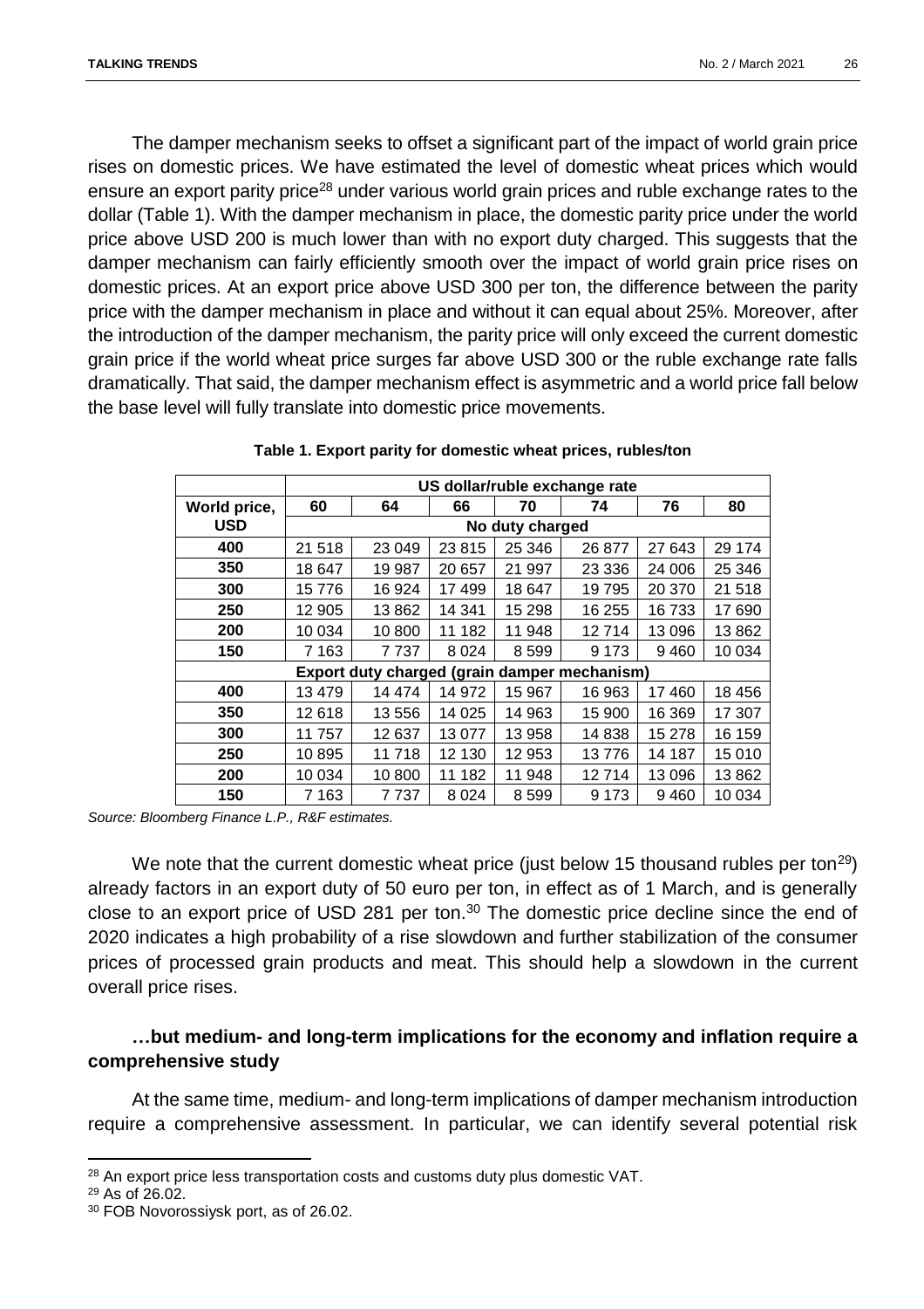The damper mechanism seeks to offset a significant part of the impact of world grain price rises on domestic prices. We have estimated the level of domestic wheat prices which would ensure an export parity price[28] under various world grain prices and ruble exchange rates to the dollar (Table 1). With the damper mechanism in place, the domestic parity price under the world price above USD 200 is much lower than with no export duty charged. This suggests that the damper mechanism can fairly efficiently smooth over the impact of world grain price rises on domestic prices. At an export price above USD 300 per ton, the difference between the parity price with the damper mechanism in place and without it can equal about 25%. Moreover, after the introduction of the damper mechanism, the parity price will only exceed the current domestic grain price if the world wheat price surges far above USD 300 or the ruble exchange rate falls dramatically. That said, the damper mechanism effect is asymmetric and a world price fall below the base level will fully translate into domestic price movements.

**Table 1. Export parity for domestic wheat prices, rubles/ton**

| World price, USD | US dollar/ruble exchange rate | | | | | | |
|---|---|---|---|---|---|---|---|
| | 60 | 64 | 66 | 70 | 74 | 76 | 80 |
| | **No duty charged** | | | | | | |
| **400** | 21 518 | 23 049 | 23 815 | 25 346 | 26 877 | 27 643 | 29 174 |
| **350** | 18 647 | 19 987 | 20 657 | 21 997 | 23 336 | 24 006 | 25 346 |
| **300** | 15 776 | 16 924 | 17 499 | 18 647 | 19 795 | 20 370 | 21 518 |
| **250** | 12 905 | 13 862 | 14 341 | 15 298 | 16 255 | 16 733 | 17 690 |
| **200** | 10 034 | 10 800 | 11 182 | 11 948 | 12 714 | 13 096 | 13 862 |
| **150** | 7 163 | 7 737 | 8 024 | 8 599 | 9 173 | 9 460 | 10 034 |
| **Export duty charged (grain damper mechanism)** | | | | | | | |
| **400** | 13 479 | 14 474 | 14 972 | 15 967 | 16 963 | 17 460 | 18 456 |
| **350** | 12 618 | 13 556 | 14 025 | 14 963 | 15 900 | 16 369 | 17 307 |
| **300** | 11 757 | 12 637 | 13 077 | 13 958 | 14 838 | 15 278 | 16 159 |
| **250** | 10 895 | 11 718 | 12 130 | 12 953 | 13 776 | 14 187 | 15 010 |
| **200** | 10 034 | 10 800 | 11 182 | 11 948 | 12 714 | 13 096 | 13 862 |
| **150** | 7 163 | 7 737 | 8 024 | 8 599 | 9 173 | 9 460 | 10 034 |

*Source: Bloomberg Finance L.P., R&F estimates.*

We note that the current domestic wheat price (just below 15 thousand rubles per ton[29]) already factors in an export duty of 50 euro per ton, in effect as of 1 March, and is generally close to an export price of USD 281 per ton.[30] The domestic price decline since the end of 2020 indicates a high probability of a rise slowdown and further stabilization of the consumer prices of processed grain products and meat. This should help a slowdown in the current overall price rises.

### …but medium- and long-term implications for the economy and inflation require a comprehensive study

At the same time, medium- and long-term implications of damper mechanism introduction require a comprehensive assessment. In particular, we can identify several potential risk

---

[28] An export price less transportation costs and customs duty plus domestic VAT.

[29] As of 26.02.

[30] FOB Novorossiysk port, as of 26.02.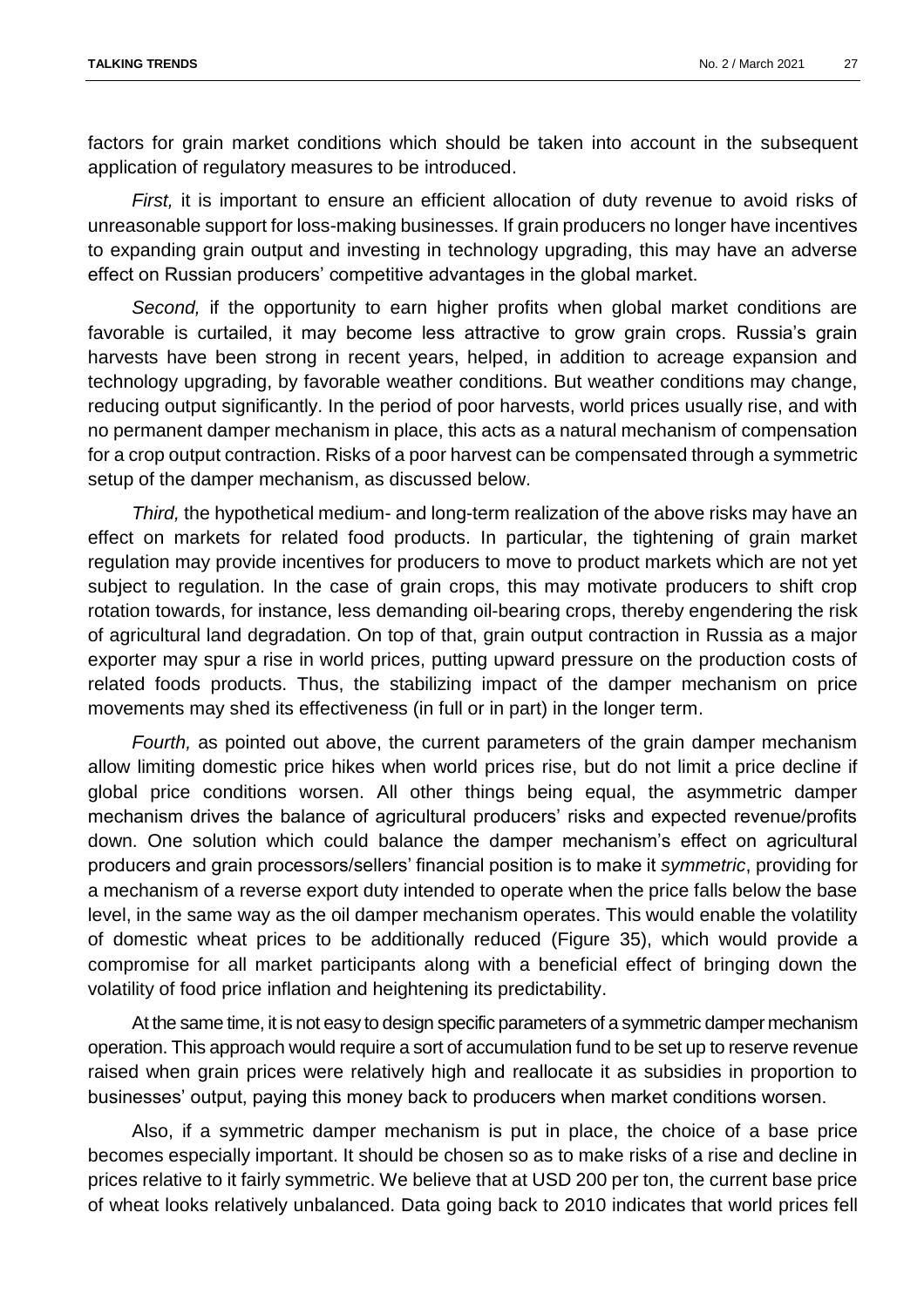factors for grain market conditions which should be taken into account in the subsequent application of regulatory measures to be introduced.

*First,* it is important to ensure an efficient allocation of duty revenue to avoid risks of unreasonable support for loss-making businesses. If grain producers no longer have incentives to expanding grain output and investing in technology upgrading, this may have an adverse effect on Russian producers' competitive advantages in the global market.

*Second,* if the opportunity to earn higher profits when global market conditions are favorable is curtailed, it may become less attractive to grow grain crops. Russia's grain harvests have been strong in recent years, helped, in addition to acreage expansion and technology upgrading, by favorable weather conditions. But weather conditions may change, reducing output significantly. In the period of poor harvests, world prices usually rise, and with no permanent damper mechanism in place, this acts as a natural mechanism of compensation for a crop output contraction. Risks of a poor harvest can be compensated through a symmetric setup of the damper mechanism, as discussed below.

*Third,* the hypothetical medium- and long-term realization of the above risks may have an effect on markets for related food products. In particular, the tightening of grain market regulation may provide incentives for producers to move to product markets which are not yet subject to regulation. In the case of grain crops, this may motivate producers to shift crop rotation towards, for instance, less demanding oil-bearing crops, thereby engendering the risk of agricultural land degradation. On top of that, grain output contraction in Russia as a major exporter may spur a rise in world prices, putting upward pressure on the production costs of related foods products. Thus, the stabilizing impact of the damper mechanism on price movements may shed its effectiveness (in full or in part) in the longer term.

*Fourth,* as pointed out above, the current parameters of the grain damper mechanism allow limiting domestic price hikes when world prices rise, but do not limit a price decline if global price conditions worsen. All other things being equal, the asymmetric damper mechanism drives the balance of agricultural producers' risks and expected revenue/profits down. One solution which could balance the damper mechanism's effect on agricultural producers and grain processors/sellers' financial position is to make it *symmetric*, providing for a mechanism of a reverse export duty intended to operate when the price falls below the base level, in the same way as the oil damper mechanism operates. This would enable the volatility of domestic wheat prices to be additionally reduced (Figure 35), which would provide a compromise for all market participants along with a beneficial effect of bringing down the volatility of food price inflation and heightening its predictability.

At the same time, it is not easy to design specific parameters of a symmetric damper mechanism operation. This approach would require a sort of accumulation fund to be set up to reserve revenue raised when grain prices were relatively high and reallocate it as subsidies in proportion to businesses' output, paying this money back to producers when market conditions worsen.

Also, if a symmetric damper mechanism is put in place, the choice of a base price becomes especially important. It should be chosen so as to make risks of a rise and decline in prices relative to it fairly symmetric. We believe that at USD 200 per ton, the current base price of wheat looks relatively unbalanced. Data going back to 2010 indicates that world prices fell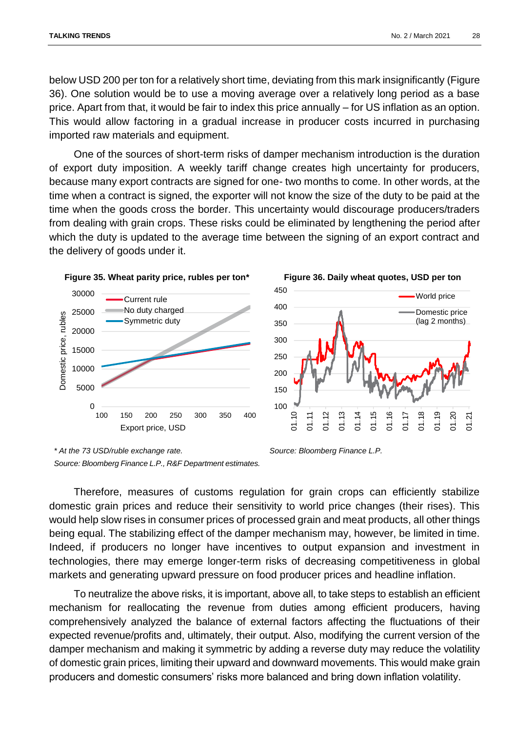below USD 200 per ton for a relatively short time, deviating from this mark insignificantly (Figure 36). One solution would be to use a moving average over a relatively long period as a base price. Apart from that, it would be fair to index this price annually – for US inflation as an option. This would allow factoring in a gradual increase in producer costs incurred in purchasing imported raw materials and equipment.

One of the sources of short-term risks of damper mechanism introduction is the duration of export duty imposition. A weekly tariff change creates high uncertainty for producers, because many export contracts are signed for one- two months to come. In other words, at the time when a contract is signed, the exporter will not know the size of the duty to be paid at the time when the goods cross the border. This uncertainty would discourage producers/traders from dealing with grain crops. These risks could be eliminated by lengthening the period after which the duty is updated to the average time between the signing of an export contract and the delivery of goods under it.

**Figure 35. Wheat parity price, rubles per ton***

*\* At the 73 USD/ruble exchange rate.*

*Source: Bloomberg Finance L.P., R&F Department estimates.*

**Figure 36. Daily wheat quotes, USD per ton**

*Source: Bloomberg Finance L.P.*

Therefore, measures of customs regulation for grain crops can efficiently stabilize domestic grain prices and reduce their sensitivity to world price changes (their rises). This would help slow rises in consumer prices of processed grain and meat products, all other things being equal. The stabilizing effect of the damper mechanism may, however, be limited in time. Indeed, if producers no longer have incentives to output expansion and investment in technologies, there may emerge longer-term risks of decreasing competitiveness in global markets and generating upward pressure on food producer prices and headline inflation.

To neutralize the above risks, it is important, above all, to take steps to establish an efficient mechanism for reallocating the revenue from duties among efficient producers, having comprehensively analyzed the balance of external factors affecting the fluctuations of their expected revenue/profits and, ultimately, their output. Also, modifying the current version of the damper mechanism and making it symmetric by adding a reverse duty may reduce the volatility of domestic grain prices, limiting their upward and downward movements. This would make grain producers and domestic consumers' risks more balanced and bring down inflation volatility.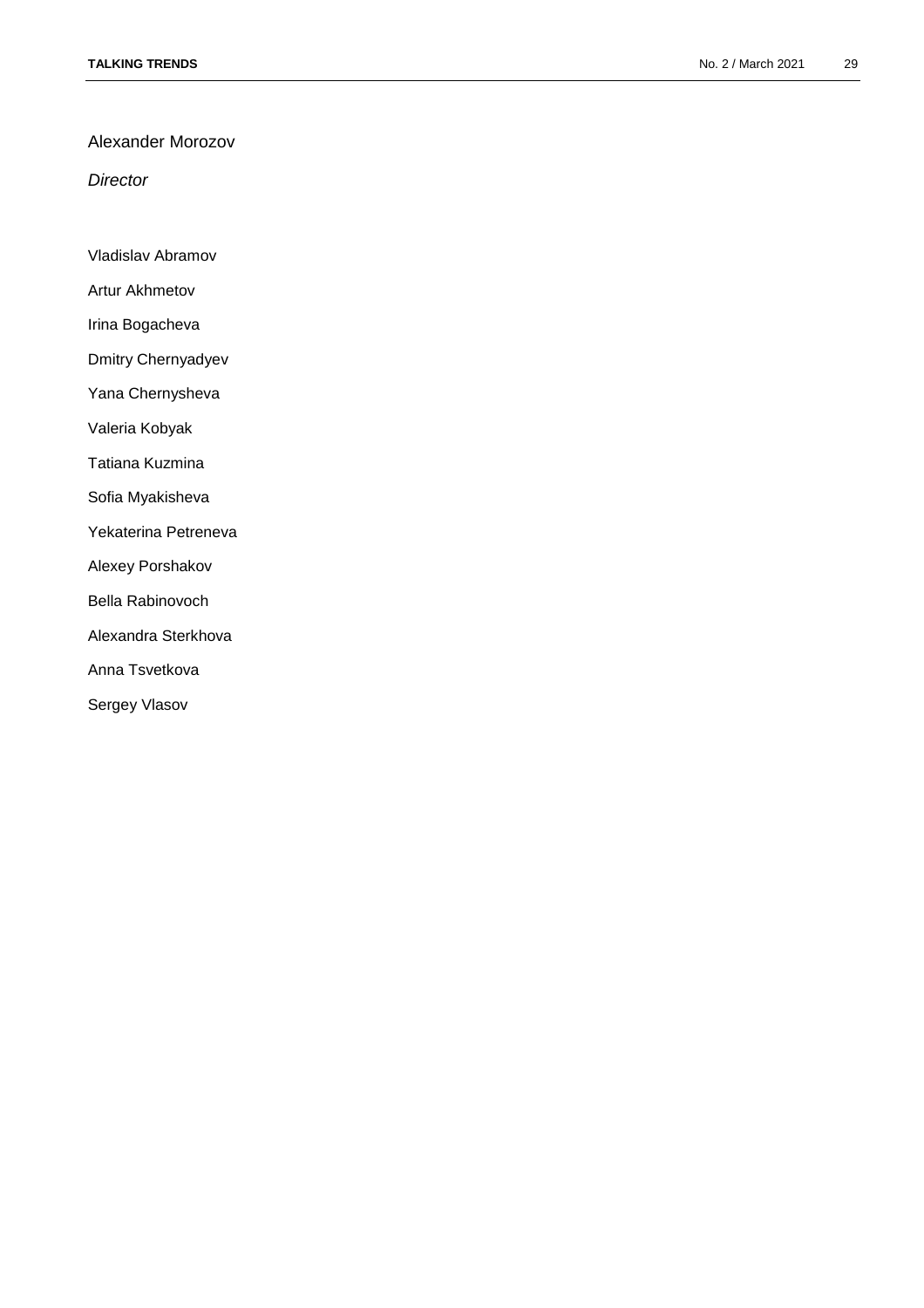Alexander Morozov

*Director*

Vladislav Abramov

Artur Akhmetov

Irina Bogacheva

Dmitry Chernyadyev

Yana Chernysheva

Valeria Kobyak

Tatiana Kuzmina

Sofia Myakisheva

Yekaterina Petreneva

Alexey Porshakov

Bella Rabinovoch

Alexandra Sterkhova

Anna Tsvetkova

Sergey Vlasov